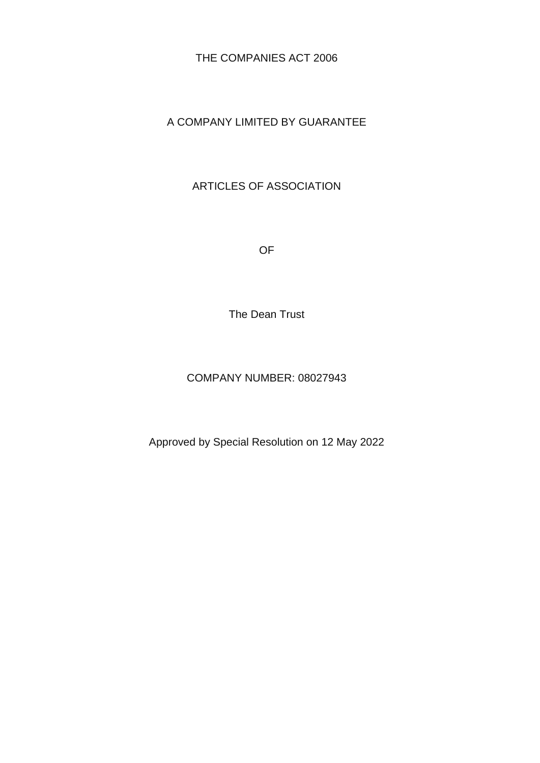THE COMPANIES ACT 2006

A COMPANY LIMITED BY GUARANTEE

# ARTICLES OF ASSOCIATION

OF

The Dean Trust

COMPANY NUMBER: 08027943

Approved by Special Resolution on 12 May 2022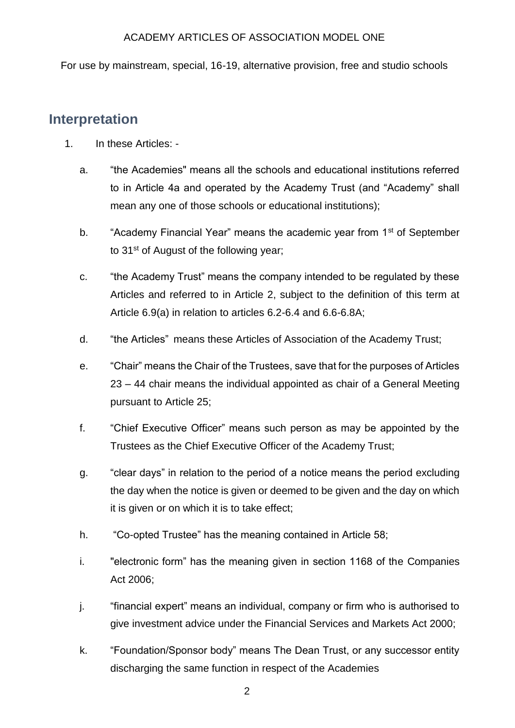ACADEMY ARTICLES OF ASSOCIATION MODEL ONE

For use by mainstream, special, 16-19, alternative provision, free and studio schools

## Interpretation

1. In these Articles: -

   a. "the Academies" means all the schools and educational institutions referred to in Article 4a and operated by the Academy Trust (and "Academy" shall mean any one of those schools or educational institutions);

   b. "Academy Financial Year" means the academic year from 1st of September to 31st of August of the following year;

   c. "the Academy Trust" means the company intended to be regulated by these Articles and referred to in Article 2, subject to the definition of this term at Article 6.9(a) in relation to articles 6.2-6.4 and 6.6-6.8A;

   d. "the Articles" means these Articles of Association of the Academy Trust;

   e. "Chair" means the Chair of the Trustees, save that for the purposes of Articles 23 – 44 chair means the individual appointed as chair of a General Meeting pursuant to Article 25;

   f. "Chief Executive Officer" means such person as may be appointed by the Trustees as the Chief Executive Officer of the Academy Trust;

   g. "clear days" in relation to the period of a notice means the period excluding the day when the notice is given or deemed to be given and the day on which it is given or on which it is to take effect;

   h. "Co-opted Trustee" has the meaning contained in Article 58;

   i. "electronic form" has the meaning given in section 1168 of the Companies Act 2006;

   j. "financial expert" means an individual, company or firm who is authorised to give investment advice under the Financial Services and Markets Act 2000;

   k. "Foundation/Sponsor body" means The Dean Trust, or any successor entity discharging the same function in respect of the Academies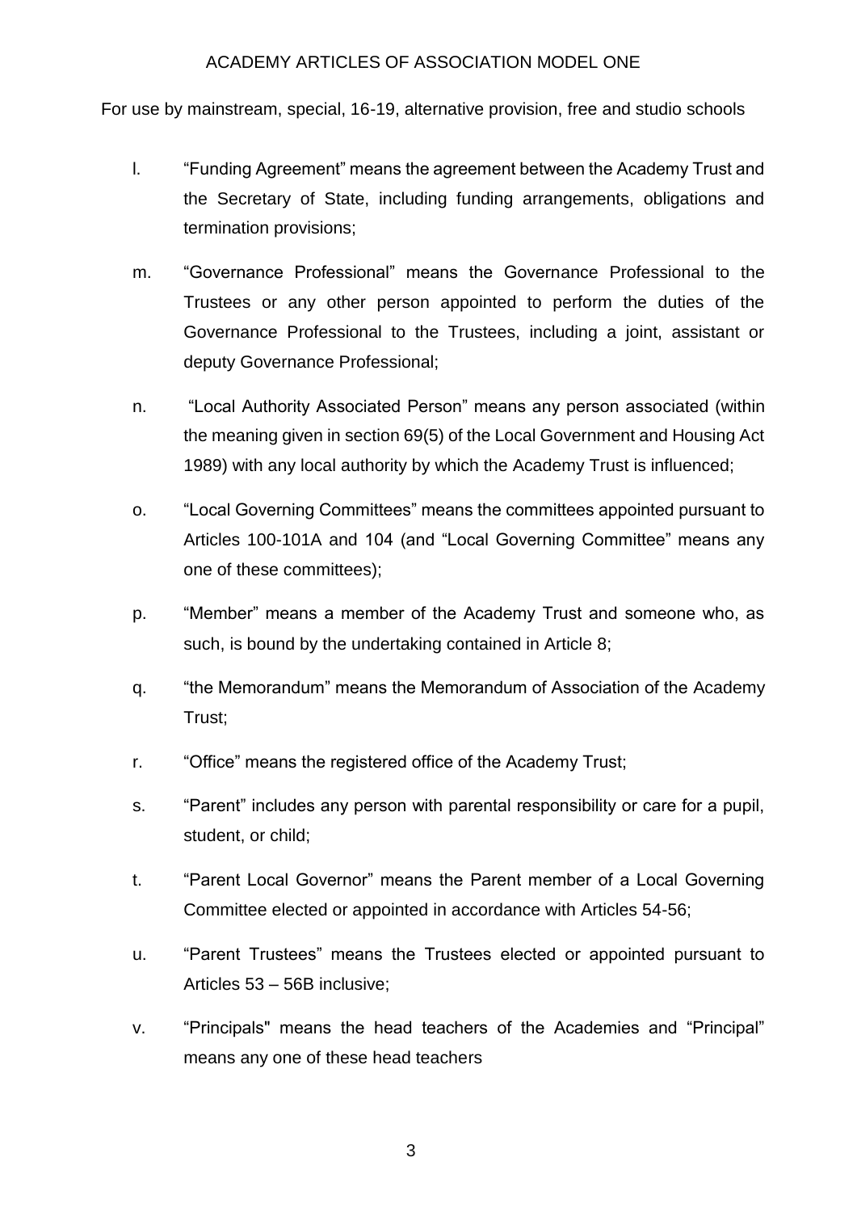l. "Funding Agreement" means the agreement between the Academy Trust and the Secretary of State, including funding arrangements, obligations and termination provisions;

m. "Governance Professional" means the Governance Professional to the Trustees or any other person appointed to perform the duties of the Governance Professional to the Trustees, including a joint, assistant or deputy Governance Professional;

n. "Local Authority Associated Person" means any person associated (within the meaning given in section 69(5) of the Local Government and Housing Act 1989) with any local authority by which the Academy Trust is influenced;

o. "Local Governing Committees" means the committees appointed pursuant to Articles 100-101A and 104 (and "Local Governing Committee" means any one of these committees);

p. "Member" means a member of the Academy Trust and someone who, as such, is bound by the undertaking contained in Article 8;

q. "the Memorandum" means the Memorandum of Association of the Academy Trust;

r. "Office" means the registered office of the Academy Trust;

s. "Parent" includes any person with parental responsibility or care for a pupil, student, or child;

t. "Parent Local Governor" means the Parent member of a Local Governing Committee elected or appointed in accordance with Articles 54-56;

u. "Parent Trustees" means the Trustees elected or appointed pursuant to Articles 53 – 56B inclusive;

v. "Principals" means the head teachers of the Academies and "Principal" means any one of these head teachers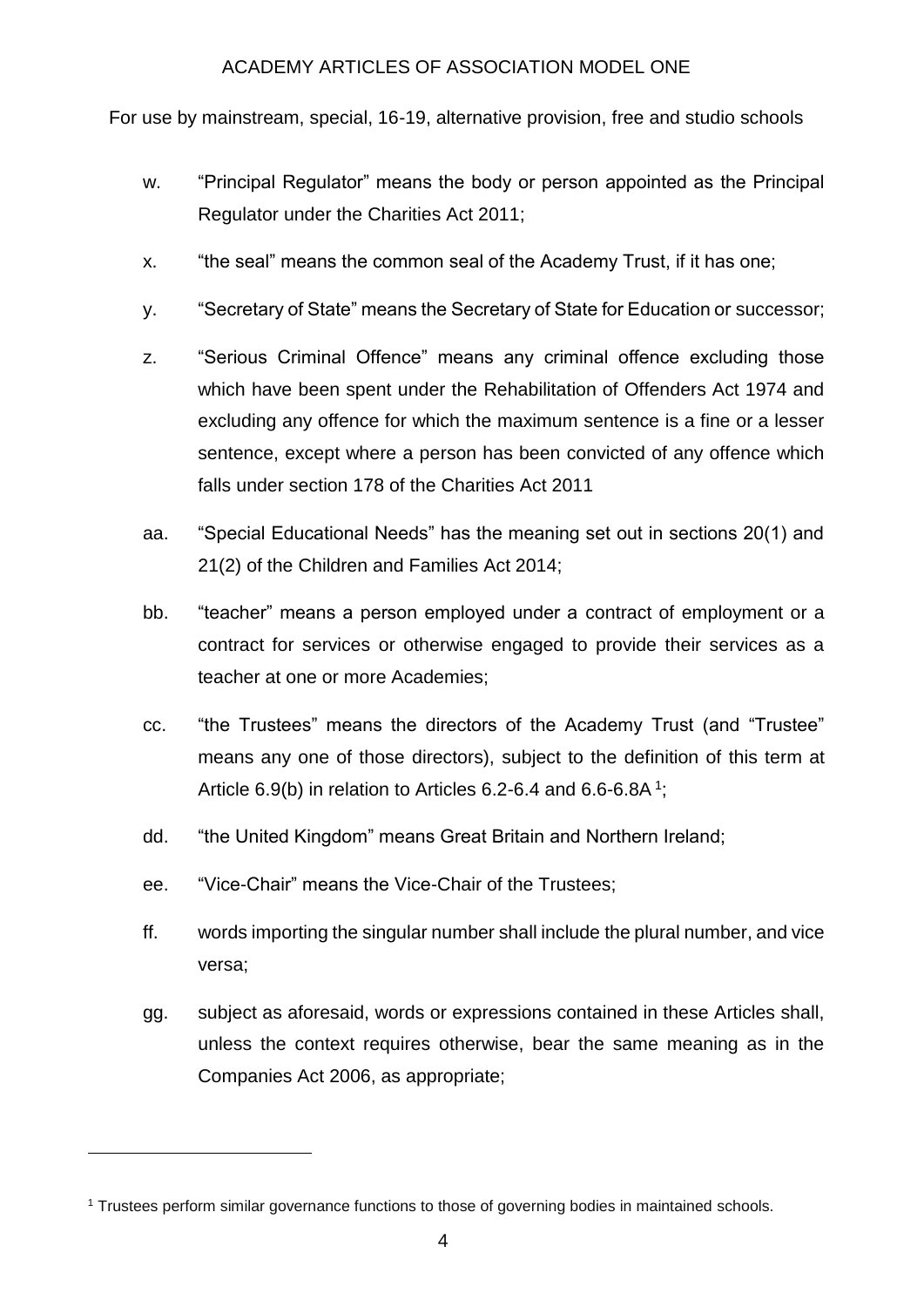w. "Principal Regulator" means the body or person appointed as the Principal Regulator under the Charities Act 2011;

x. "the seal" means the common seal of the Academy Trust, if it has one;

y. "Secretary of State" means the Secretary of State for Education or successor;

z. "Serious Criminal Offence" means any criminal offence excluding those which have been spent under the Rehabilitation of Offenders Act 1974 and excluding any offence for which the maximum sentence is a fine or a lesser sentence, except where a person has been convicted of any offence which falls under section 178 of the Charities Act 2011

aa. "Special Educational Needs" has the meaning set out in sections 20(1) and 21(2) of the Children and Families Act 2014;

bb. "teacher" means a person employed under a contract of employment or a contract for services or otherwise engaged to provide their services as a teacher at one or more Academies;

cc. "the Trustees" means the directors of the Academy Trust (and "Trustee" means any one of those directors), subject to the definition of this term at Article 6.9(b) in relation to Articles 6.2-6.4 and 6.6-6.8A [1];

dd. "the United Kingdom" means Great Britain and Northern Ireland;

ee. "Vice-Chair" means the Vice-Chair of the Trustees;

ff. words importing the singular number shall include the plural number, and vice versa;

gg. subject as aforesaid, words or expressions contained in these Articles shall, unless the context requires otherwise, bear the same meaning as in the Companies Act 2006, as appropriate;

[1] Trustees perform similar governance functions to those of governing bodies in maintained schools.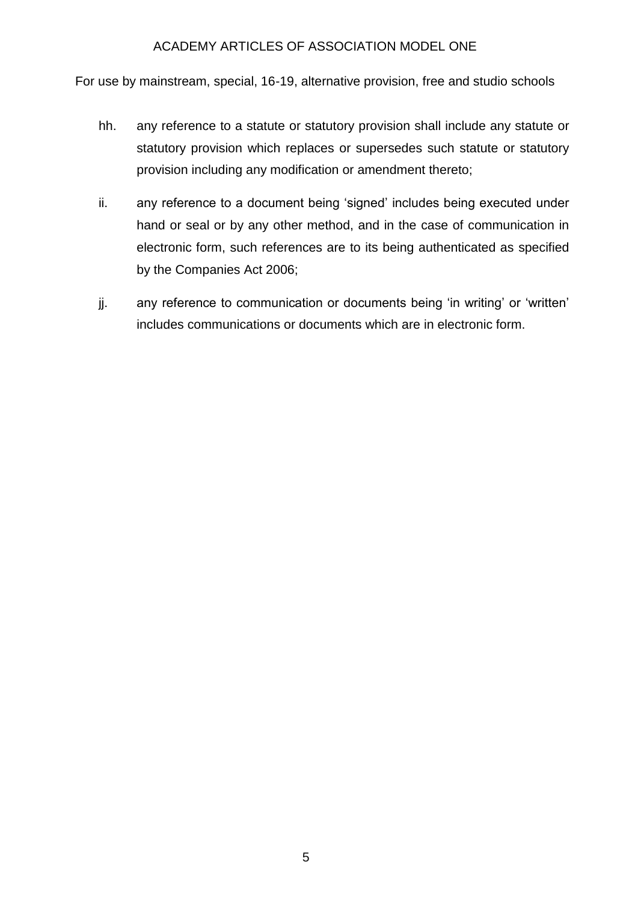hh. any reference to a statute or statutory provision shall include any statute or statutory provision which replaces or supersedes such statute or statutory provision including any modification or amendment thereto;

ii. any reference to a document being 'signed' includes being executed under hand or seal or by any other method, and in the case of communication in electronic form, such references are to its being authenticated as specified by the Companies Act 2006;

jj. any reference to communication or documents being 'in writing' or 'written' includes communications or documents which are in electronic form.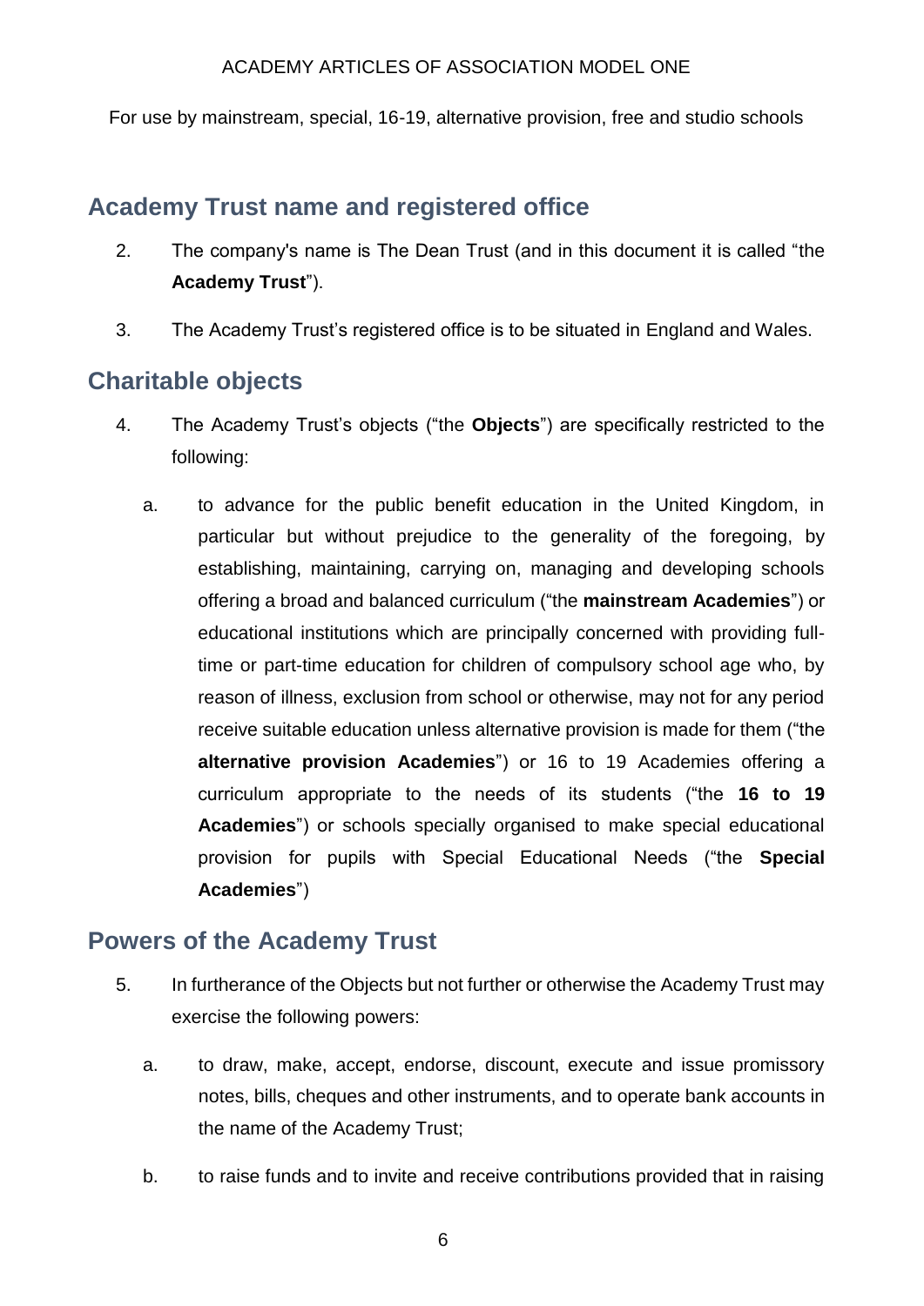## Academy Trust name and registered office

2. The company's name is The Dean Trust (and in this document it is called "the **Academy Trust**").

3. The Academy Trust's registered office is to be situated in England and Wales.

## Charitable objects

4. The Academy Trust's objects ("the **Objects**") are specifically restricted to the following:

   a. to advance for the public benefit education in the United Kingdom, in particular but without prejudice to the generality of the foregoing, by establishing, maintaining, carrying on, managing and developing schools offering a broad and balanced curriculum ("the **mainstream Academies**") or educational institutions which are principally concerned with providing full-time or part-time education for children of compulsory school age who, by reason of illness, exclusion from school or otherwise, may not for any period receive suitable education unless alternative provision is made for them ("the **alternative provision Academies**") or 16 to 19 Academies offering a curriculum appropriate to the needs of its students ("the **16 to 19 Academies**") or schools specially organised to make special educational provision for pupils with Special Educational Needs ("the **Special Academies**")

## Powers of the Academy Trust

5. In furtherance of the Objects but not further or otherwise the Academy Trust may exercise the following powers:

   a. to draw, make, accept, endorse, discount, execute and issue promissory notes, bills, cheques and other instruments, and to operate bank accounts in the name of the Academy Trust;

   b. to raise funds and to invite and receive contributions provided that in raising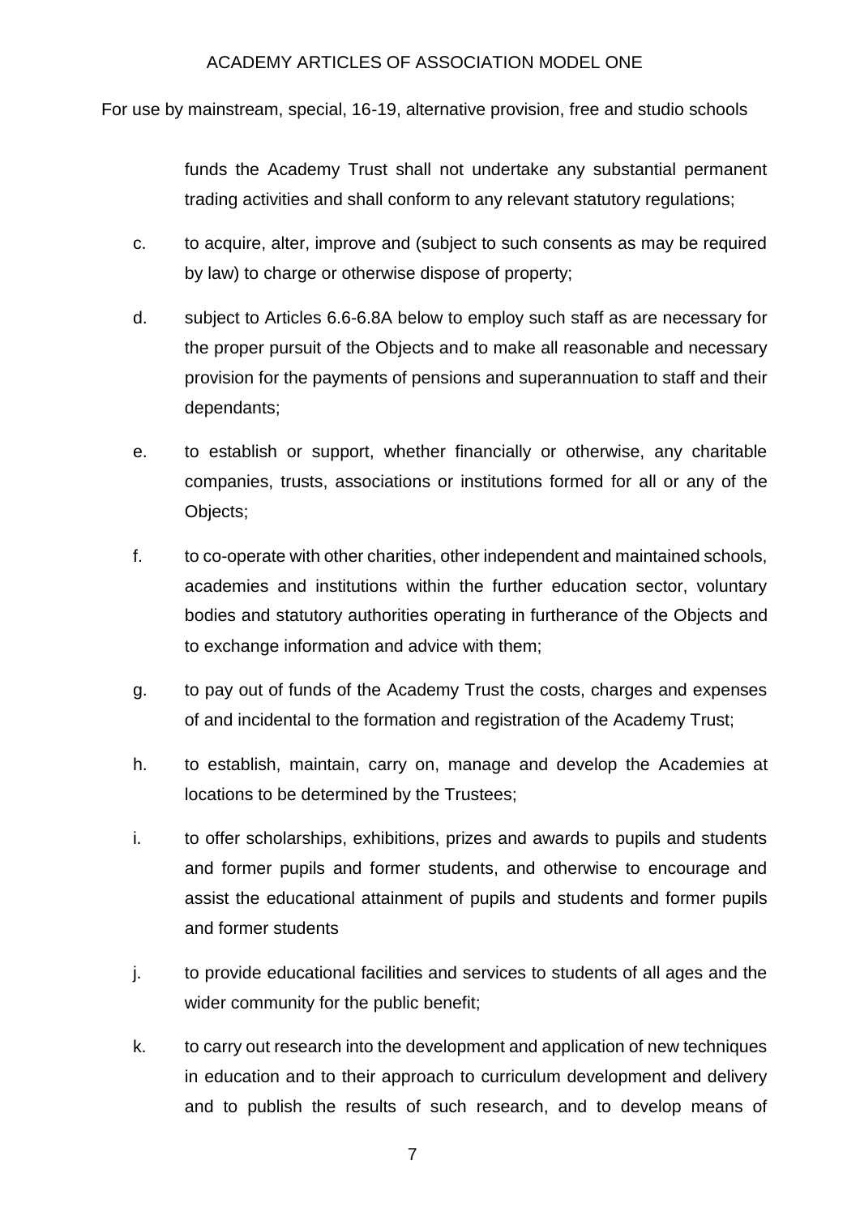funds the Academy Trust shall not undertake any substantial permanent trading activities and shall conform to any relevant statutory regulations;

c. to acquire, alter, improve and (subject to such consents as may be required by law) to charge or otherwise dispose of property;

d. subject to Articles 6.6-6.8A below to employ such staff as are necessary for the proper pursuit of the Objects and to make all reasonable and necessary provision for the payments of pensions and superannuation to staff and their dependants;

e. to establish or support, whether financially or otherwise, any charitable companies, trusts, associations or institutions formed for all or any of the Objects;

f. to co-operate with other charities, other independent and maintained schools, academies and institutions within the further education sector, voluntary bodies and statutory authorities operating in furtherance of the Objects and to exchange information and advice with them;

g. to pay out of funds of the Academy Trust the costs, charges and expenses of and incidental to the formation and registration of the Academy Trust;

h. to establish, maintain, carry on, manage and develop the Academies at locations to be determined by the Trustees;

i. to offer scholarships, exhibitions, prizes and awards to pupils and students and former pupils and former students, and otherwise to encourage and assist the educational attainment of pupils and students and former pupils and former students

j. to provide educational facilities and services to students of all ages and the wider community for the public benefit;

k. to carry out research into the development and application of new techniques in education and to their approach to curriculum development and delivery and to publish the results of such research, and to develop means of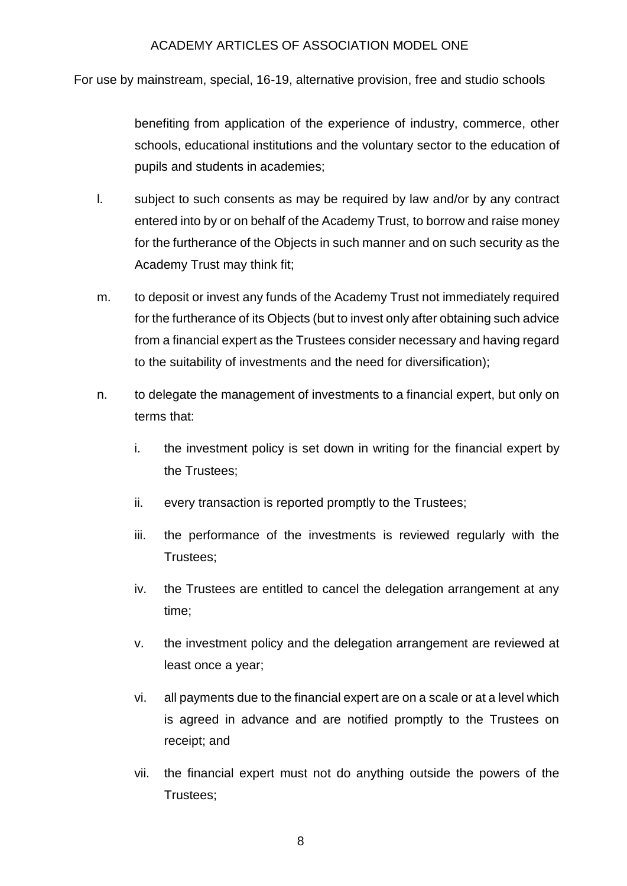benefiting from application of the experience of industry, commerce, other schools, educational institutions and the voluntary sector to the education of pupils and students in academies;

l. subject to such consents as may be required by law and/or by any contract entered into by or on behalf of the Academy Trust, to borrow and raise money for the furtherance of the Objects in such manner and on such security as the Academy Trust may think fit;

m. to deposit or invest any funds of the Academy Trust not immediately required for the furtherance of its Objects (but to invest only after obtaining such advice from a financial expert as the Trustees consider necessary and having regard to the suitability of investments and the need for diversification);

n. to delegate the management of investments to a financial expert, but only on terms that:

    i. the investment policy is set down in writing for the financial expert by the Trustees;

    ii. every transaction is reported promptly to the Trustees;

    iii. the performance of the investments is reviewed regularly with the Trustees;

    iv. the Trustees are entitled to cancel the delegation arrangement at any time;

    v. the investment policy and the delegation arrangement are reviewed at least once a year;

    vi. all payments due to the financial expert are on a scale or at a level which is agreed in advance and are notified promptly to the Trustees on receipt; and

    vii. the financial expert must not do anything outside the powers of the Trustees;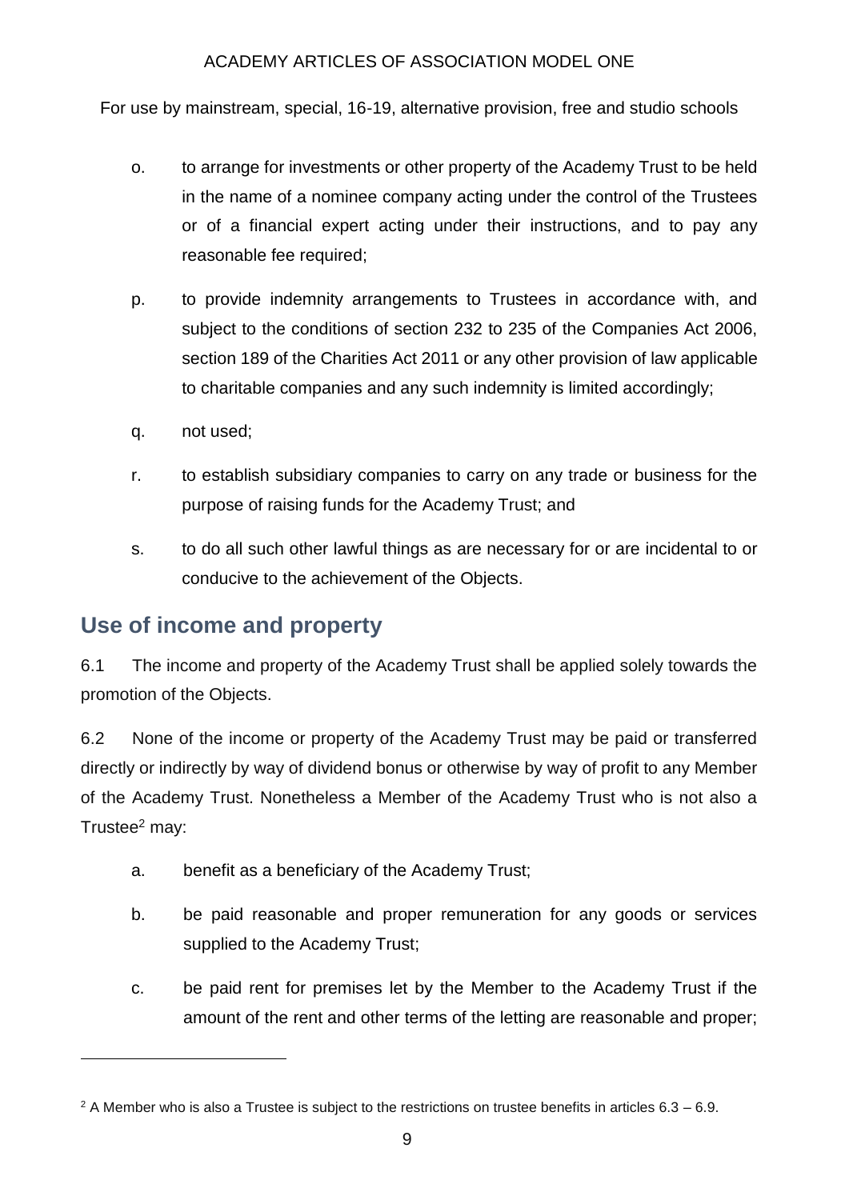o. to arrange for investments or other property of the Academy Trust to be held in the name of a nominee company acting under the control of the Trustees or of a financial expert acting under their instructions, and to pay any reasonable fee required;

p. to provide indemnity arrangements to Trustees in accordance with, and subject to the conditions of section 232 to 235 of the Companies Act 2006, section 189 of the Charities Act 2011 or any other provision of law applicable to charitable companies and any such indemnity is limited accordingly;

q. not used;

r. to establish subsidiary companies to carry on any trade or business for the purpose of raising funds for the Academy Trust; and

s. to do all such other lawful things as are necessary for or are incidental to or conducive to the achievement of the Objects.

## Use of income and property

6.1 The income and property of the Academy Trust shall be applied solely towards the promotion of the Objects.

6.2 None of the income or property of the Academy Trust may be paid or transferred directly or indirectly by way of dividend bonus or otherwise by way of profit to any Member of the Academy Trust. Nonetheless a Member of the Academy Trust who is not also a Trustee[2] may:

a. benefit as a beneficiary of the Academy Trust;

b. be paid reasonable and proper remuneration for any goods or services supplied to the Academy Trust;

c. be paid rent for premises let by the Member to the Academy Trust if the amount of the rent and other terms of the letting are reasonable and proper;

---

[2] A Member who is also a Trustee is subject to the restrictions on trustee benefits in articles 6.3 – 6.9.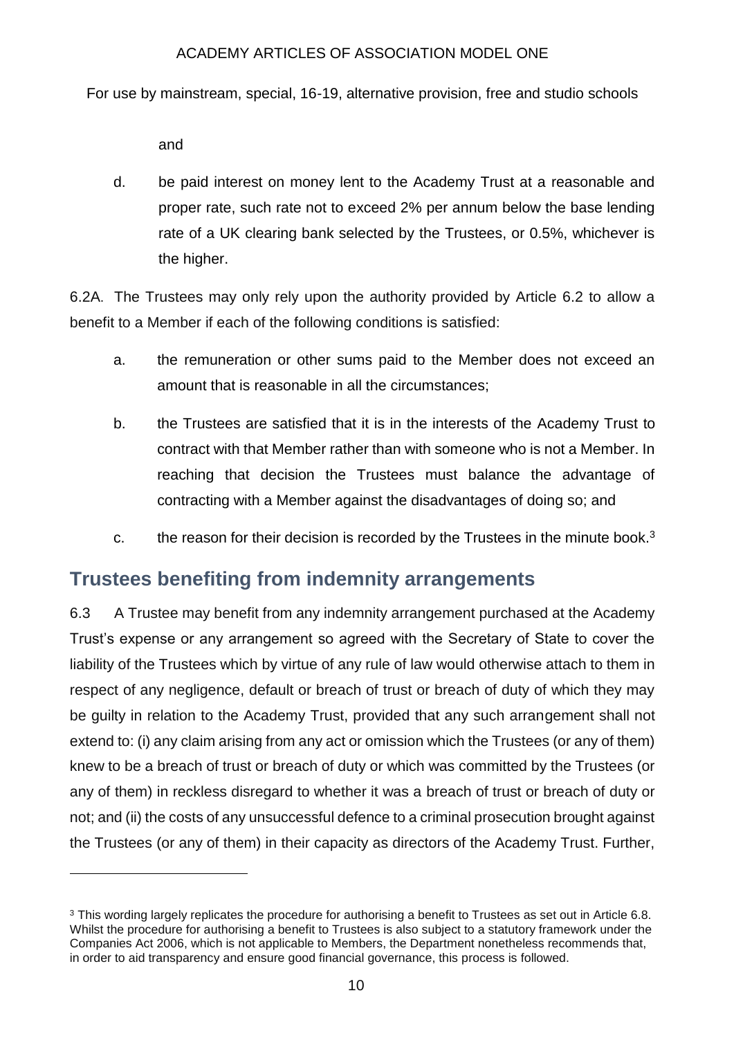and

d. be paid interest on money lent to the Academy Trust at a reasonable and proper rate, such rate not to exceed 2% per annum below the base lending rate of a UK clearing bank selected by the Trustees, or 0.5%, whichever is the higher.

6.2A. The Trustees may only rely upon the authority provided by Article 6.2 to allow a benefit to a Member if each of the following conditions is satisfied:

a. the remuneration or other sums paid to the Member does not exceed an amount that is reasonable in all the circumstances;

b. the Trustees are satisfied that it is in the interests of the Academy Trust to contract with that Member rather than with someone who is not a Member. In reaching that decision the Trustees must balance the advantage of contracting with a Member against the disadvantages of doing so; and

c. the reason for their decision is recorded by the Trustees in the minute book.[3]

## Trustees benefiting from indemnity arrangements

6.3 A Trustee may benefit from any indemnity arrangement purchased at the Academy Trust's expense or any arrangement so agreed with the Secretary of State to cover the liability of the Trustees which by virtue of any rule of law would otherwise attach to them in respect of any negligence, default or breach of trust or breach of duty of which they may be guilty in relation to the Academy Trust, provided that any such arrangement shall not extend to: (i) any claim arising from any act or omission which the Trustees (or any of them) knew to be a breach of trust or breach of duty or which was committed by the Trustees (or any of them) in reckless disregard to whether it was a breach of trust or breach of duty or not; and (ii) the costs of any unsuccessful defence to a criminal prosecution brought against the Trustees (or any of them) in their capacity as directors of the Academy Trust. Further,

[3] This wording largely replicates the procedure for authorising a benefit to Trustees as set out in Article 6.8. Whilst the procedure for authorising a benefit to Trustees is also subject to a statutory framework under the Companies Act 2006, which is not applicable to Members, the Department nonetheless recommends that, in order to aid transparency and ensure good financial governance, this process is followed.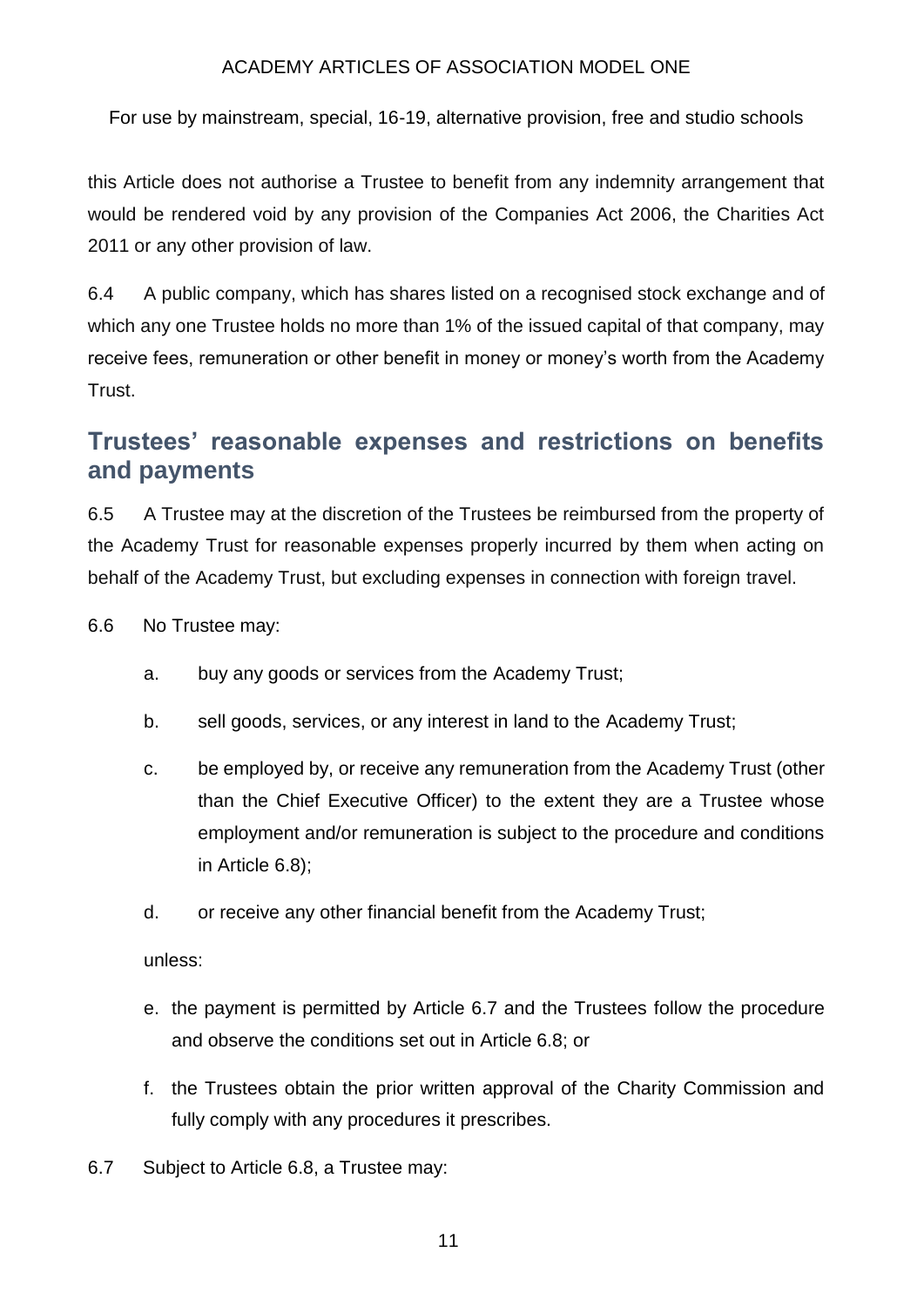this Article does not authorise a Trustee to benefit from any indemnity arrangement that would be rendered void by any provision of the Companies Act 2006, the Charities Act 2011 or any other provision of law.

6.4 A public company, which has shares listed on a recognised stock exchange and of which any one Trustee holds no more than 1% of the issued capital of that company, may receive fees, remuneration or other benefit in money or money's worth from the Academy Trust.

## Trustees' reasonable expenses and restrictions on benefits and payments

6.5 A Trustee may at the discretion of the Trustees be reimbursed from the property of the Academy Trust for reasonable expenses properly incurred by them when acting on behalf of the Academy Trust, but excluding expenses in connection with foreign travel.

6.6 No Trustee may:

a. buy any goods or services from the Academy Trust;

b. sell goods, services, or any interest in land to the Academy Trust;

c. be employed by, or receive any remuneration from the Academy Trust (other than the Chief Executive Officer) to the extent they are a Trustee whose employment and/or remuneration is subject to the procedure and conditions in Article 6.8);

d. or receive any other financial benefit from the Academy Trust;

unless:

e. the payment is permitted by Article 6.7 and the Trustees follow the procedure and observe the conditions set out in Article 6.8; or

f. the Trustees obtain the prior written approval of the Charity Commission and fully comply with any procedures it prescribes.

6.7 Subject to Article 6.8, a Trustee may: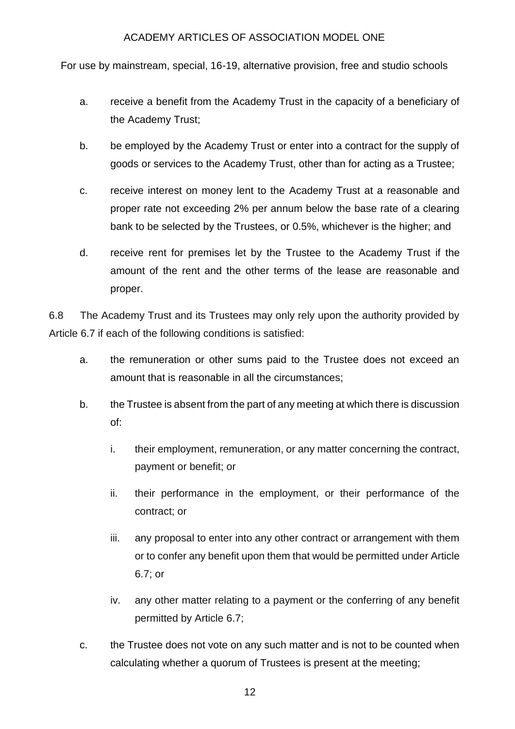a. receive a benefit from the Academy Trust in the capacity of a beneficiary of the Academy Trust;

b. be employed by the Academy Trust or enter into a contract for the supply of goods or services to the Academy Trust, other than for acting as a Trustee;

c. receive interest on money lent to the Academy Trust at a reasonable and proper rate not exceeding 2% per annum below the base rate of a clearing bank to be selected by the Trustees, or 0.5%, whichever is the higher; and

d. receive rent for premises let by the Trustee to the Academy Trust if the amount of the rent and the other terms of the lease are reasonable and proper.

6.8 The Academy Trust and its Trustees may only rely upon the authority provided by Article 6.7 if each of the following conditions is satisfied:

a. the remuneration or other sums paid to the Trustee does not exceed an amount that is reasonable in all the circumstances;

b. the Trustee is absent from the part of any meeting at which there is discussion of:

   i. their employment, remuneration, or any matter concerning the contract, payment or benefit; or

   ii. their performance in the employment, or their performance of the contract; or

   iii. any proposal to enter into any other contract or arrangement with them or to confer any benefit upon them that would be permitted under Article 6.7; or

   iv. any other matter relating to a payment or the conferring of any benefit permitted by Article 6.7;

c. the Trustee does not vote on any such matter and is not to be counted when calculating whether a quorum of Trustees is present at the meeting;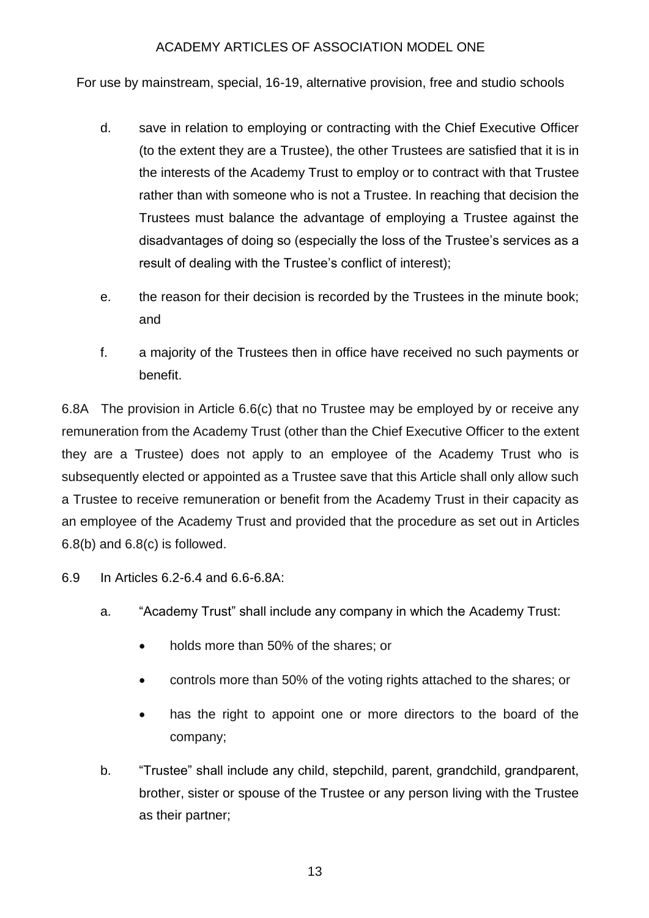d. save in relation to employing or contracting with the Chief Executive Officer (to the extent they are a Trustee), the other Trustees are satisfied that it is in the interests of the Academy Trust to employ or to contract with that Trustee rather than with someone who is not a Trustee. In reaching that decision the Trustees must balance the advantage of employing a Trustee against the disadvantages of doing so (especially the loss of the Trustee's services as a result of dealing with the Trustee's conflict of interest);

e. the reason for their decision is recorded by the Trustees in the minute book; and

f. a majority of the Trustees then in office have received no such payments or benefit.

6.8A The provision in Article 6.6(c) that no Trustee may be employed by or receive any remuneration from the Academy Trust (other than the Chief Executive Officer to the extent they are a Trustee) does not apply to an employee of the Academy Trust who is subsequently elected or appointed as a Trustee save that this Article shall only allow such a Trustee to receive remuneration or benefit from the Academy Trust in their capacity as an employee of the Academy Trust and provided that the procedure as set out in Articles 6.8(b) and 6.8(c) is followed.

6.9 In Articles 6.2-6.4 and 6.6-6.8A:

a. "Academy Trust" shall include any company in which the Academy Trust:

- holds more than 50% of the shares; or
- controls more than 50% of the voting rights attached to the shares; or
- has the right to appoint one or more directors to the board of the company;

b. "Trustee" shall include any child, stepchild, parent, grandchild, grandparent, brother, sister or spouse of the Trustee or any person living with the Trustee as their partner;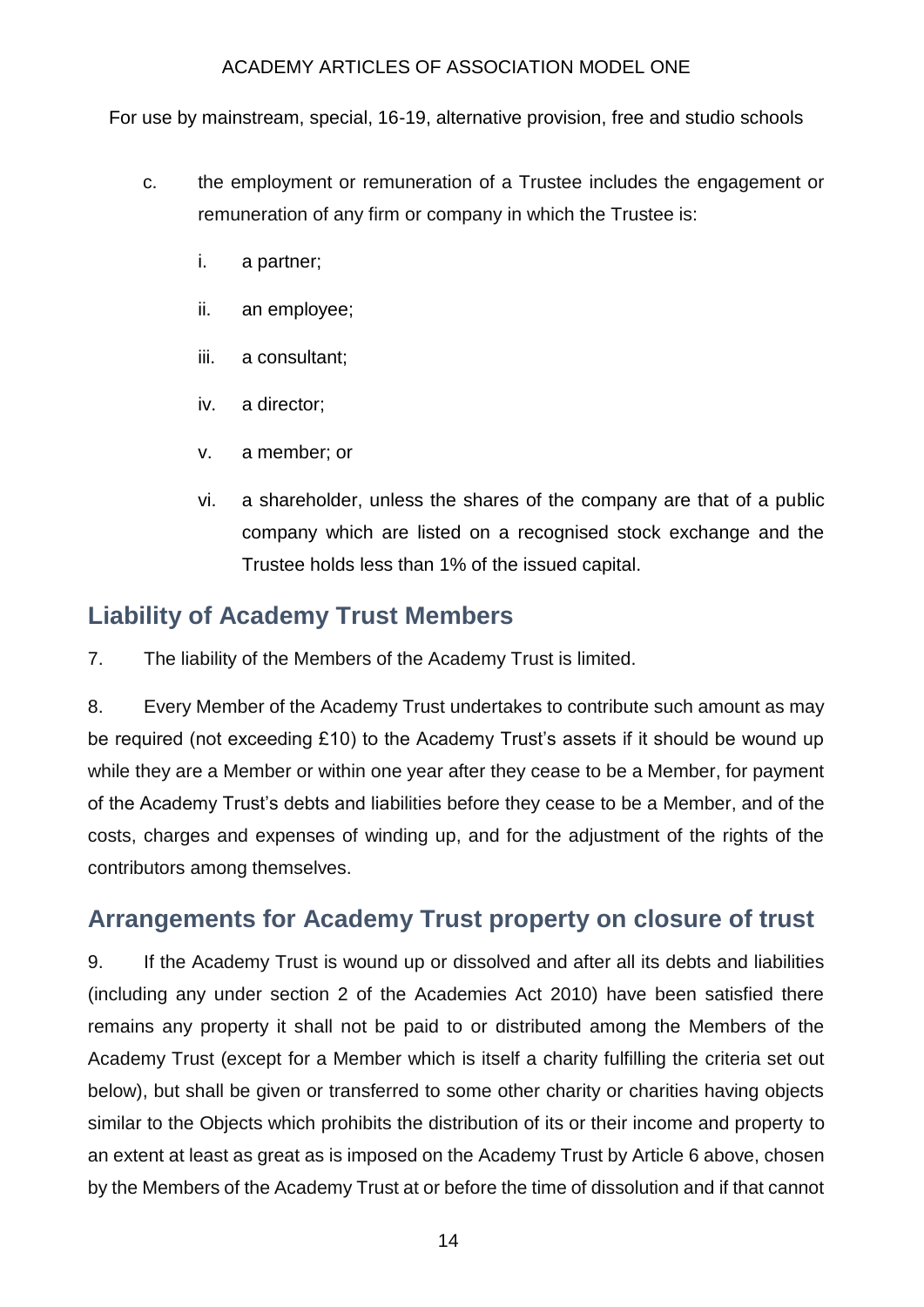c. the employment or remuneration of a Trustee includes the engagement or remuneration of any firm or company in which the Trustee is:

   i. a partner;

   ii. an employee;

   iii. a consultant;

   iv. a director;

   v. a member; or

   vi. a shareholder, unless the shares of the company are that of a public company which are listed on a recognised stock exchange and the Trustee holds less than 1% of the issued capital.

## Liability of Academy Trust Members

7. The liability of the Members of the Academy Trust is limited.

8. Every Member of the Academy Trust undertakes to contribute such amount as may be required (not exceeding £10) to the Academy Trust's assets if it should be wound up while they are a Member or within one year after they cease to be a Member, for payment of the Academy Trust's debts and liabilities before they cease to be a Member, and of the costs, charges and expenses of winding up, and for the adjustment of the rights of the contributors among themselves.

## Arrangements for Academy Trust property on closure of trust

9. If the Academy Trust is wound up or dissolved and after all its debts and liabilities (including any under section 2 of the Academies Act 2010) have been satisfied there remains any property it shall not be paid to or distributed among the Members of the Academy Trust (except for a Member which is itself a charity fulfilling the criteria set out below), but shall be given or transferred to some other charity or charities having objects similar to the Objects which prohibits the distribution of its or their income and property to an extent at least as great as is imposed on the Academy Trust by Article 6 above, chosen by the Members of the Academy Trust at or before the time of dissolution and if that cannot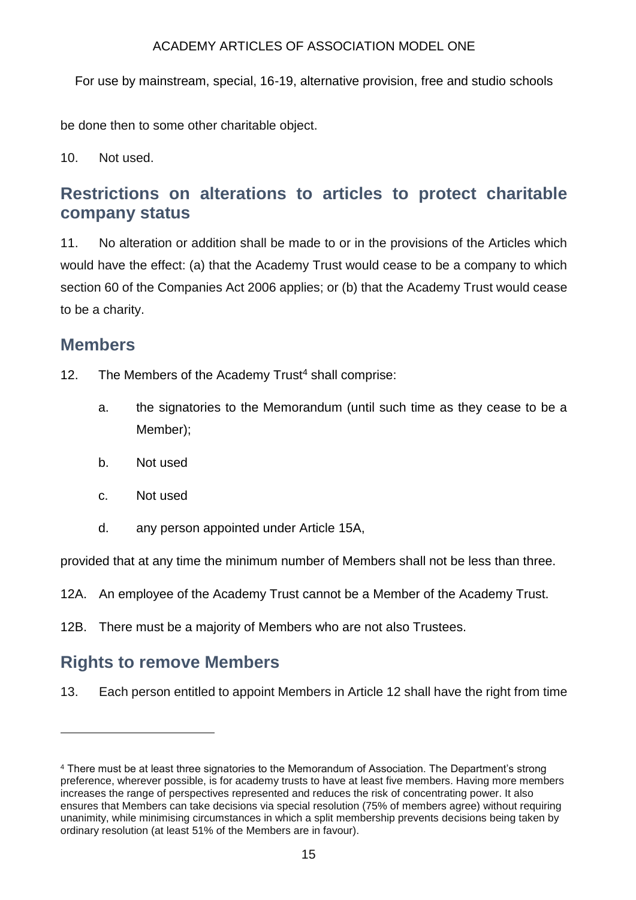be done then to some other charitable object.

10. Not used.

## Restrictions on alterations to articles to protect charitable company status

11. No alteration or addition shall be made to or in the provisions of the Articles which would have the effect: (a) that the Academy Trust would cease to be a company to which section 60 of the Companies Act 2006 applies; or (b) that the Academy Trust would cease to be a charity.

## Members

12. The Members of the Academy Trust[4] shall comprise:

   a. the signatories to the Memorandum (until such time as they cease to be a Member);

   b. Not used

   c. Not used

   d. any person appointed under Article 15A,

provided that at any time the minimum number of Members shall not be less than three.

12A. An employee of the Academy Trust cannot be a Member of the Academy Trust.

12B. There must be a majority of Members who are not also Trustees.

## Rights to remove Members

13. Each person entitled to appoint Members in Article 12 shall have the right from time

---

[4] There must be at least three signatories to the Memorandum of Association. The Department's strong preference, wherever possible, is for academy trusts to have at least five members. Having more members increases the range of perspectives represented and reduces the risk of concentrating power. It also ensures that Members can take decisions via special resolution (75% of members agree) without requiring unanimity, while minimising circumstances in which a split membership prevents decisions being taken by ordinary resolution (at least 51% of the Members are in favour).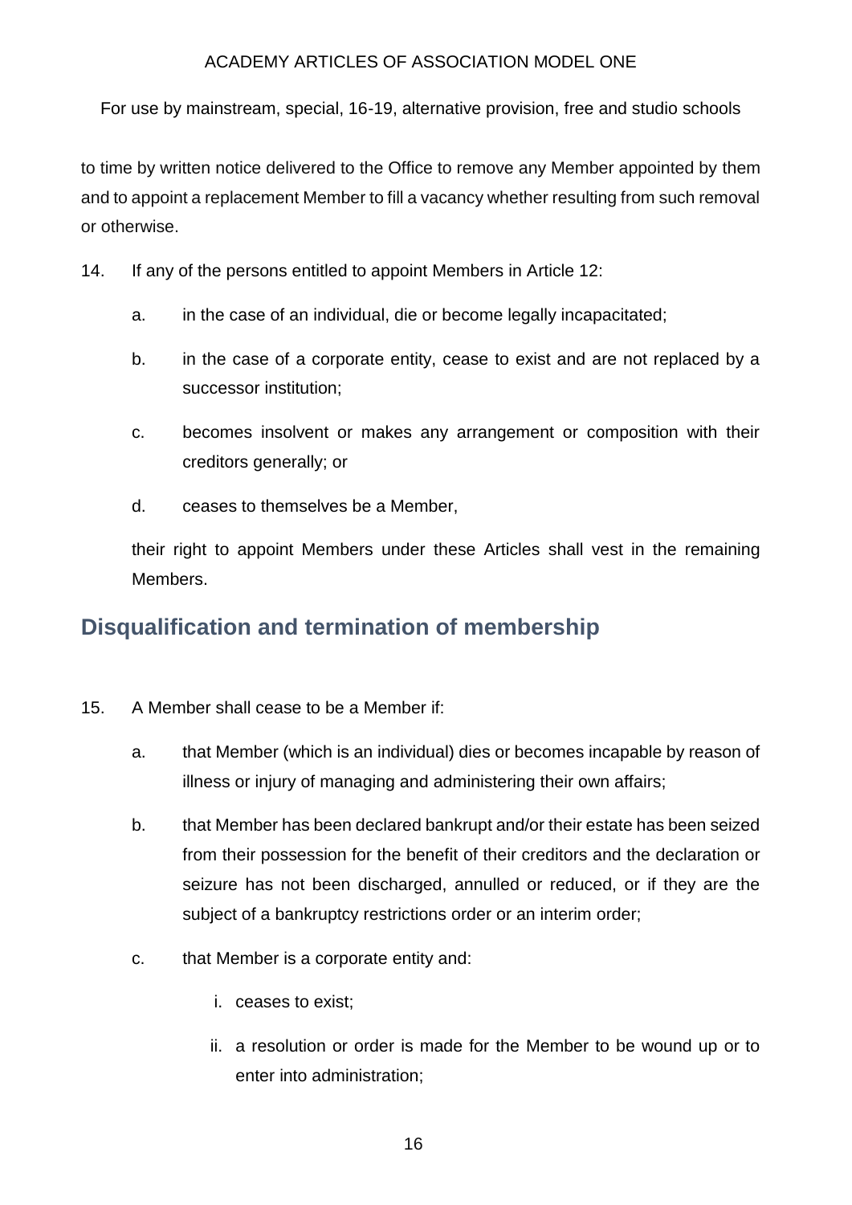to time by written notice delivered to the Office to remove any Member appointed by them and to appoint a replacement Member to fill a vacancy whether resulting from such removal or otherwise.

14. If any of the persons entitled to appoint Members in Article 12:

    a. in the case of an individual, die or become legally incapacitated;

    b. in the case of a corporate entity, cease to exist and are not replaced by a successor institution;

    c. becomes insolvent or makes any arrangement or composition with their creditors generally; or

    d. ceases to themselves be a Member,

    their right to appoint Members under these Articles shall vest in the remaining Members.

## Disqualification and termination of membership

15. A Member shall cease to be a Member if:

    a. that Member (which is an individual) dies or becomes incapable by reason of illness or injury of managing and administering their own affairs;

    b. that Member has been declared bankrupt and/or their estate has been seized from their possession for the benefit of their creditors and the declaration or seizure has not been discharged, annulled or reduced, or if they are the subject of a bankruptcy restrictions order or an interim order;

    c. that Member is a corporate entity and:

        i. ceases to exist;

        ii. a resolution or order is made for the Member to be wound up or to enter into administration;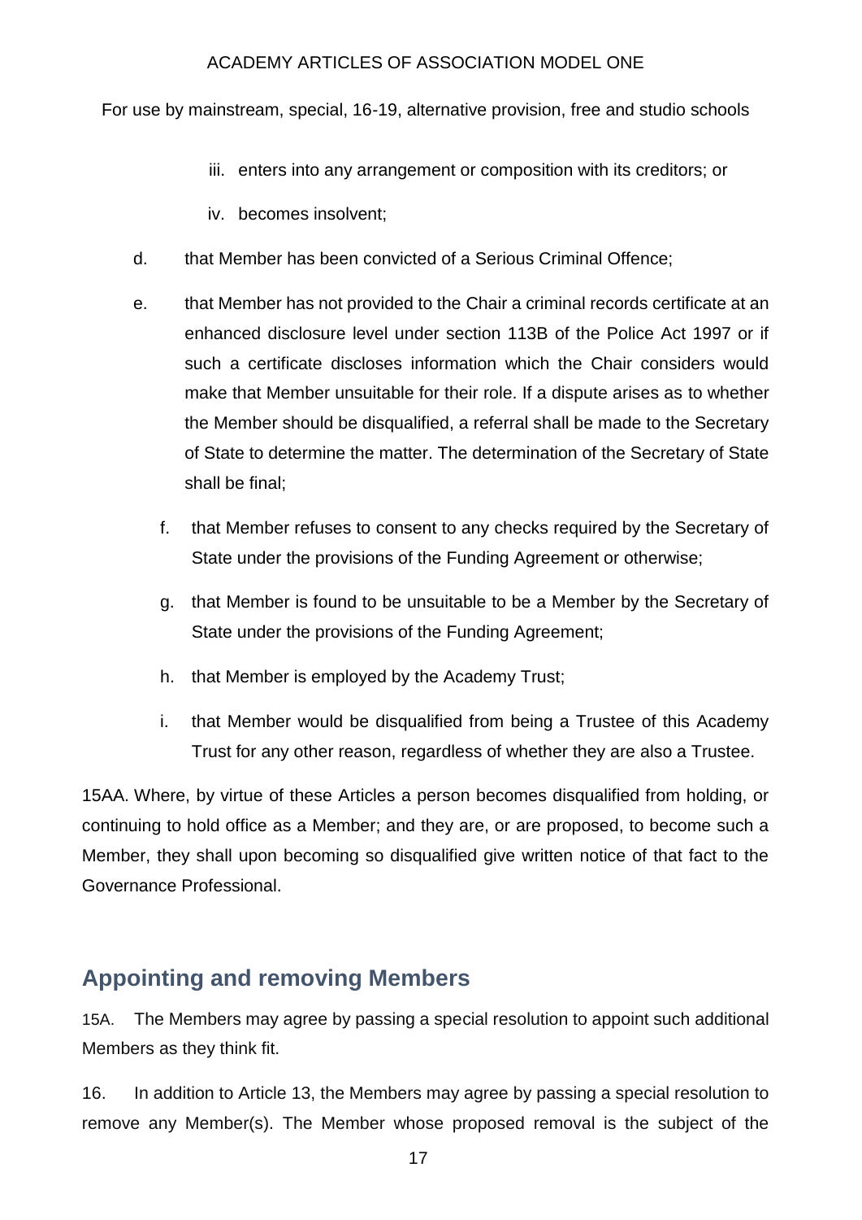iii. enters into any arrangement or composition with its creditors; or

iv. becomes insolvent;

d. that Member has been convicted of a Serious Criminal Offence;

e. that Member has not provided to the Chair a criminal records certificate at an enhanced disclosure level under section 113B of the Police Act 1997 or if such a certificate discloses information which the Chair considers would make that Member unsuitable for their role. If a dispute arises as to whether the Member should be disqualified, a referral shall be made to the Secretary of State to determine the matter. The determination of the Secretary of State shall be final;

f. that Member refuses to consent to any checks required by the Secretary of State under the provisions of the Funding Agreement or otherwise;

g. that Member is found to be unsuitable to be a Member by the Secretary of State under the provisions of the Funding Agreement;

h. that Member is employed by the Academy Trust;

i. that Member would be disqualified from being a Trustee of this Academy Trust for any other reason, regardless of whether they are also a Trustee.

15AA. Where, by virtue of these Articles a person becomes disqualified from holding, or continuing to hold office as a Member; and they are, or are proposed, to become such a Member, they shall upon becoming so disqualified give written notice of that fact to the Governance Professional.

## Appointing and removing Members

15A. The Members may agree by passing a special resolution to appoint such additional Members as they think fit.

16. In addition to Article 13, the Members may agree by passing a special resolution to remove any Member(s). The Member whose proposed removal is the subject of the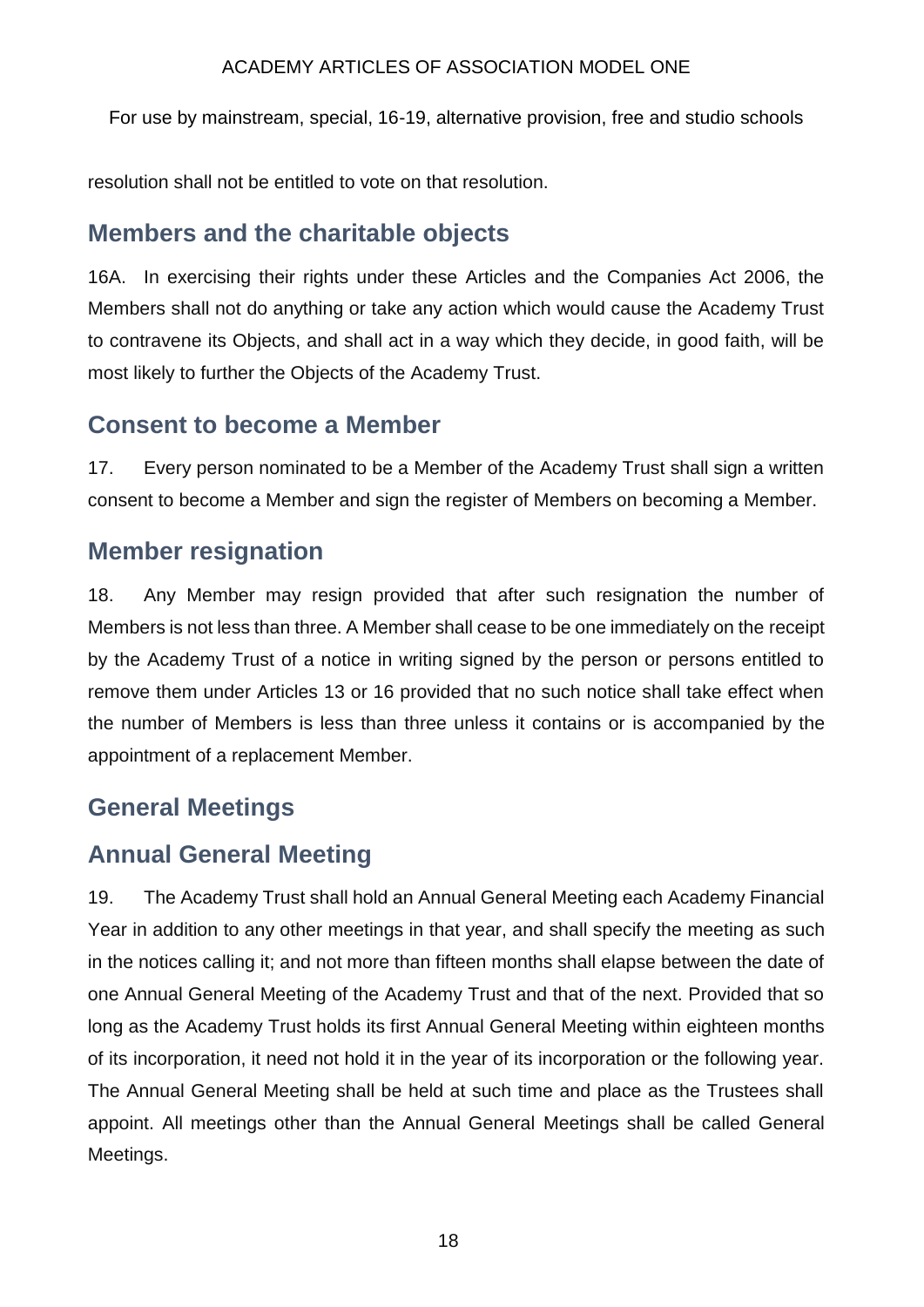resolution shall not be entitled to vote on that resolution.

## Members and the charitable objects

16A. In exercising their rights under these Articles and the Companies Act 2006, the Members shall not do anything or take any action which would cause the Academy Trust to contravene its Objects, and shall act in a way which they decide, in good faith, will be most likely to further the Objects of the Academy Trust.

## Consent to become a Member

17. Every person nominated to be a Member of the Academy Trust shall sign a written consent to become a Member and sign the register of Members on becoming a Member.

## Member resignation

18. Any Member may resign provided that after such resignation the number of Members is not less than three. A Member shall cease to be one immediately on the receipt by the Academy Trust of a notice in writing signed by the person or persons entitled to remove them under Articles 13 or 16 provided that no such notice shall take effect when the number of Members is less than three unless it contains or is accompanied by the appointment of a replacement Member.

## General Meetings

## Annual General Meeting

19. The Academy Trust shall hold an Annual General Meeting each Academy Financial Year in addition to any other meetings in that year, and shall specify the meeting as such in the notices calling it; and not more than fifteen months shall elapse between the date of one Annual General Meeting of the Academy Trust and that of the next. Provided that so long as the Academy Trust holds its first Annual General Meeting within eighteen months of its incorporation, it need not hold it in the year of its incorporation or the following year. The Annual General Meeting shall be held at such time and place as the Trustees shall appoint. All meetings other than the Annual General Meetings shall be called General Meetings.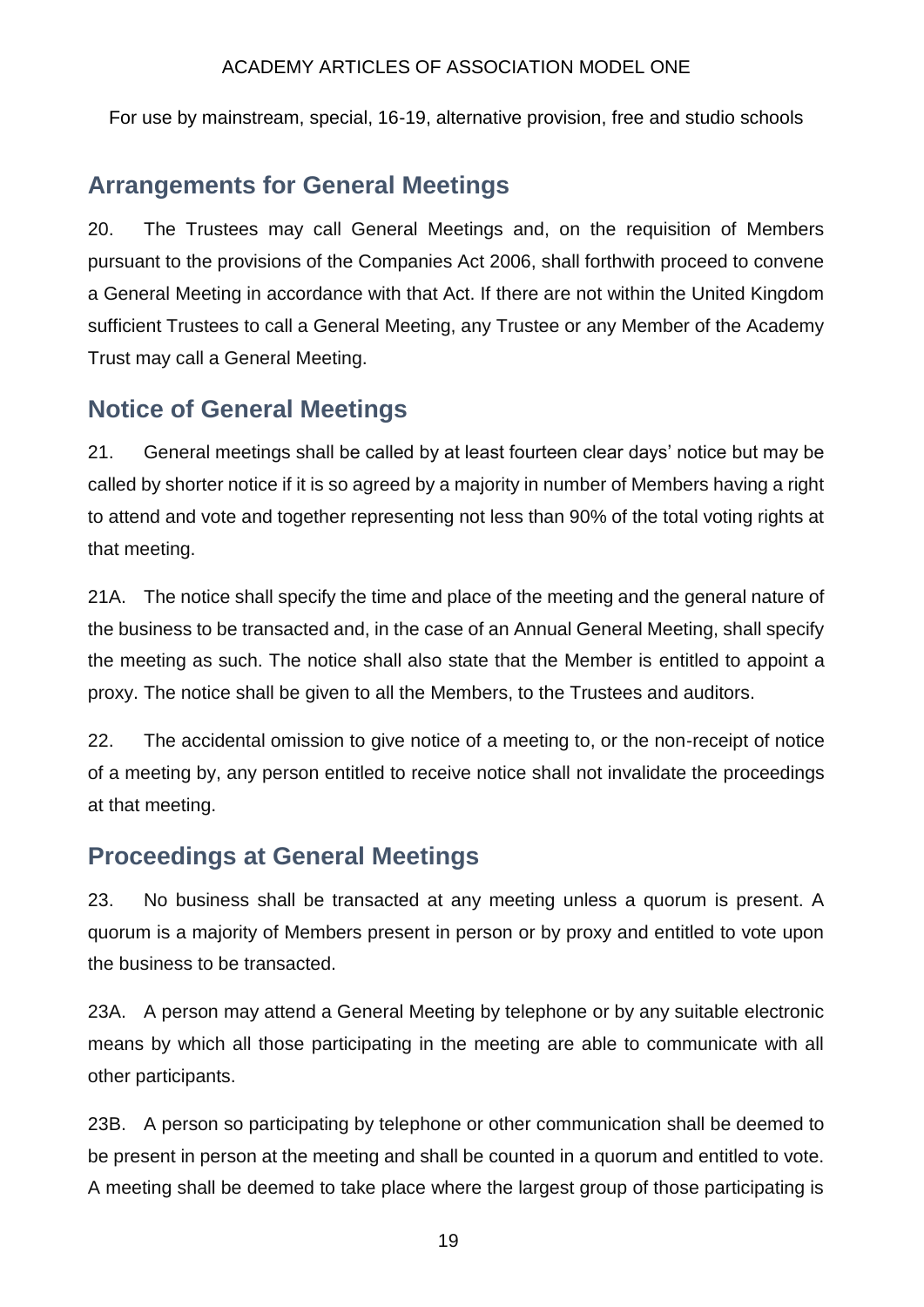## Arrangements for General Meetings

20. The Trustees may call General Meetings and, on the requisition of Members pursuant to the provisions of the Companies Act 2006, shall forthwith proceed to convene a General Meeting in accordance with that Act. If there are not within the United Kingdom sufficient Trustees to call a General Meeting, any Trustee or any Member of the Academy Trust may call a General Meeting.

## Notice of General Meetings

21. General meetings shall be called by at least fourteen clear days' notice but may be called by shorter notice if it is so agreed by a majority in number of Members having a right to attend and vote and together representing not less than 90% of the total voting rights at that meeting.

21A. The notice shall specify the time and place of the meeting and the general nature of the business to be transacted and, in the case of an Annual General Meeting, shall specify the meeting as such. The notice shall also state that the Member is entitled to appoint a proxy. The notice shall be given to all the Members, to the Trustees and auditors.

22. The accidental omission to give notice of a meeting to, or the non-receipt of notice of a meeting by, any person entitled to receive notice shall not invalidate the proceedings at that meeting.

## Proceedings at General Meetings

23. No business shall be transacted at any meeting unless a quorum is present. A quorum is a majority of Members present in person or by proxy and entitled to vote upon the business to be transacted.

23A. A person may attend a General Meeting by telephone or by any suitable electronic means by which all those participating in the meeting are able to communicate with all other participants.

23B. A person so participating by telephone or other communication shall be deemed to be present in person at the meeting and shall be counted in a quorum and entitled to vote. A meeting shall be deemed to take place where the largest group of those participating is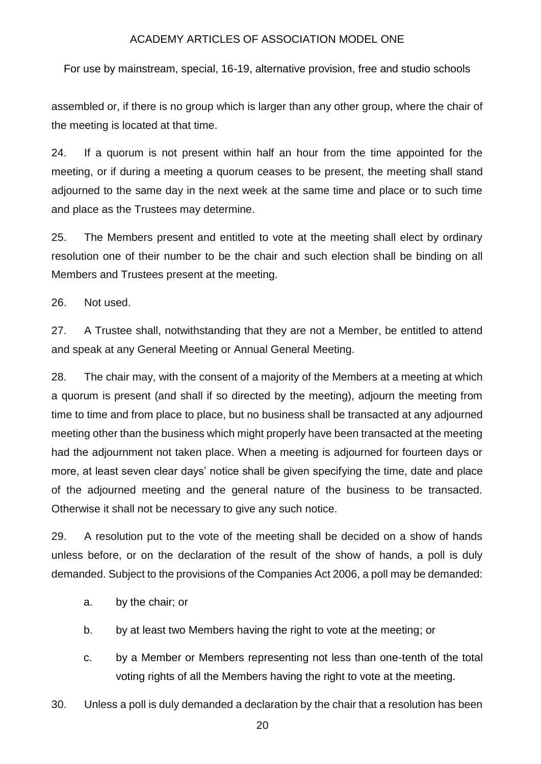assembled or, if there is no group which is larger than any other group, where the chair of the meeting is located at that time.

24. If a quorum is not present within half an hour from the time appointed for the meeting, or if during a meeting a quorum ceases to be present, the meeting shall stand adjourned to the same day in the next week at the same time and place or to such time and place as the Trustees may determine.

25. The Members present and entitled to vote at the meeting shall elect by ordinary resolution one of their number to be the chair and such election shall be binding on all Members and Trustees present at the meeting.

26. Not used.

27. A Trustee shall, notwithstanding that they are not a Member, be entitled to attend and speak at any General Meeting or Annual General Meeting.

28. The chair may, with the consent of a majority of the Members at a meeting at which a quorum is present (and shall if so directed by the meeting), adjourn the meeting from time to time and from place to place, but no business shall be transacted at any adjourned meeting other than the business which might properly have been transacted at the meeting had the adjournment not taken place. When a meeting is adjourned for fourteen days or more, at least seven clear days' notice shall be given specifying the time, date and place of the adjourned meeting and the general nature of the business to be transacted. Otherwise it shall not be necessary to give any such notice.

29. A resolution put to the vote of the meeting shall be decided on a show of hands unless before, or on the declaration of the result of the show of hands, a poll is duly demanded. Subject to the provisions of the Companies Act 2006, a poll may be demanded:

   a. by the chair; or

   b. by at least two Members having the right to vote at the meeting; or

   c. by a Member or Members representing not less than one-tenth of the total voting rights of all the Members having the right to vote at the meeting.

30. Unless a poll is duly demanded a declaration by the chair that a resolution has been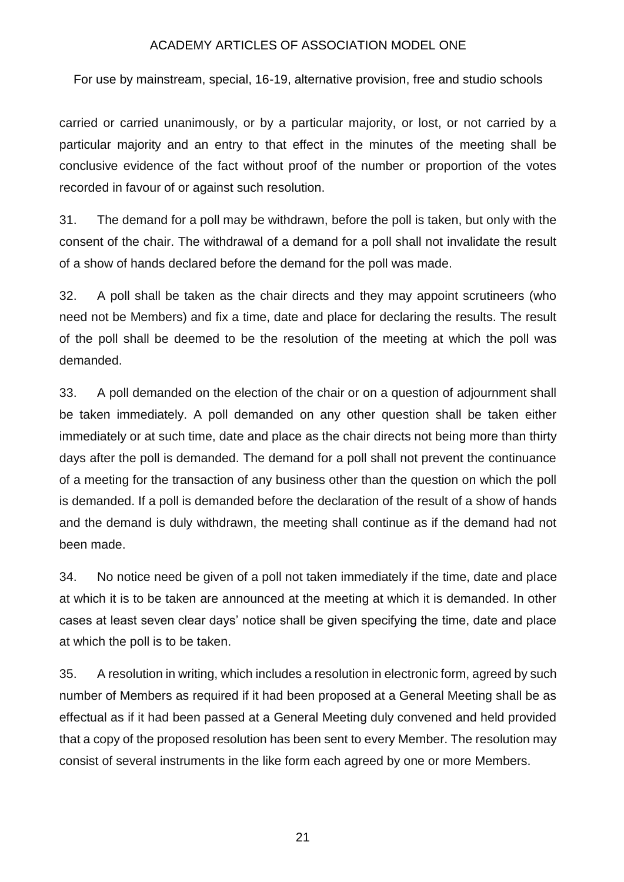carried or carried unanimously, or by a particular majority, or lost, or not carried by a particular majority and an entry to that effect in the minutes of the meeting shall be conclusive evidence of the fact without proof of the number or proportion of the votes recorded in favour of or against such resolution.

31. The demand for a poll may be withdrawn, before the poll is taken, but only with the consent of the chair. The withdrawal of a demand for a poll shall not invalidate the result of a show of hands declared before the demand for the poll was made.

32. A poll shall be taken as the chair directs and they may appoint scrutineers (who need not be Members) and fix a time, date and place for declaring the results. The result of the poll shall be deemed to be the resolution of the meeting at which the poll was demanded.

33. A poll demanded on the election of the chair or on a question of adjournment shall be taken immediately. A poll demanded on any other question shall be taken either immediately or at such time, date and place as the chair directs not being more than thirty days after the poll is demanded. The demand for a poll shall not prevent the continuance of a meeting for the transaction of any business other than the question on which the poll is demanded. If a poll is demanded before the declaration of the result of a show of hands and the demand is duly withdrawn, the meeting shall continue as if the demand had not been made.

34. No notice need be given of a poll not taken immediately if the time, date and place at which it is to be taken are announced at the meeting at which it is demanded. In other cases at least seven clear days' notice shall be given specifying the time, date and place at which the poll is to be taken.

35. A resolution in writing, which includes a resolution in electronic form, agreed by such number of Members as required if it had been proposed at a General Meeting shall be as effectual as if it had been passed at a General Meeting duly convened and held provided that a copy of the proposed resolution has been sent to every Member. The resolution may consist of several instruments in the like form each agreed by one or more Members.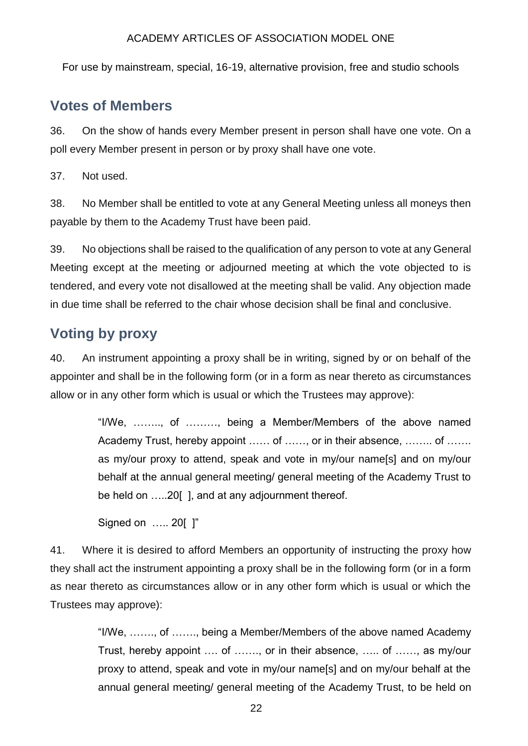## Votes of Members

36. On the show of hands every Member present in person shall have one vote. On a poll every Member present in person or by proxy shall have one vote.

37. Not used.

38. No Member shall be entitled to vote at any General Meeting unless all moneys then payable by them to the Academy Trust have been paid.

39. No objections shall be raised to the qualification of any person to vote at any General Meeting except at the meeting or adjourned meeting at which the vote objected to is tendered, and every vote not disallowed at the meeting shall be valid. Any objection made in due time shall be referred to the chair whose decision shall be final and conclusive.

## Voting by proxy

40. An instrument appointing a proxy shall be in writing, signed by or on behalf of the appointer and shall be in the following form (or in a form as near thereto as circumstances allow or in any other form which is usual or which the Trustees may approve):

> "I/We, …….., of ………, being a Member/Members of the above named Academy Trust, hereby appoint …… of ……, or in their absence, …….. of ……. as my/our proxy to attend, speak and vote in my/our name[s] and on my/our behalf at the annual general meeting/ general meeting of the Academy Trust to be held on …..20[ ], and at any adjournment thereof.
>
> Signed on ….. 20[ ]"

41. Where it is desired to afford Members an opportunity of instructing the proxy how they shall act the instrument appointing a proxy shall be in the following form (or in a form as near thereto as circumstances allow or in any other form which is usual or which the Trustees may approve):

> "I/We, ……., of ……., being a Member/Members of the above named Academy Trust, hereby appoint …. of ……., or in their absence, ….. of ……, as my/our proxy to attend, speak and vote in my/our name[s] and on my/our behalf at the annual general meeting/ general meeting of the Academy Trust, to be held on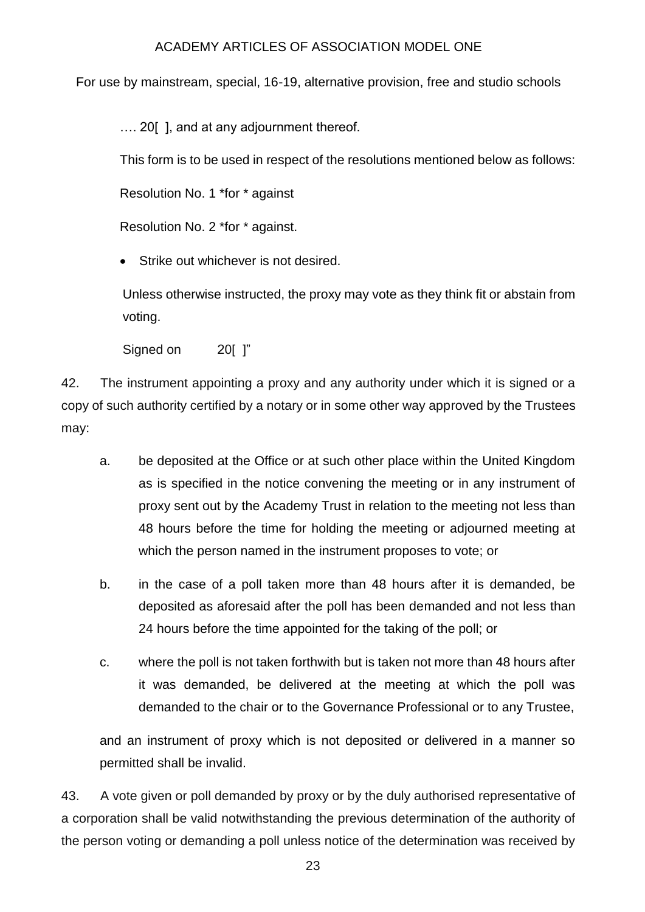…. 20[ ], and at any adjournment thereof.

This form is to be used in respect of the resolutions mentioned below as follows:

Resolution No. 1 *for * against

Resolution No. 2 *for * against.

- Strike out whichever is not desired.

Unless otherwise instructed, the proxy may vote as they think fit or abstain from voting.

Signed on 20[ ]"

42. The instrument appointing a proxy and any authority under which it is signed or a copy of such authority certified by a notary or in some other way approved by the Trustees may:

a. be deposited at the Office or at such other place within the United Kingdom as is specified in the notice convening the meeting or in any instrument of proxy sent out by the Academy Trust in relation to the meeting not less than 48 hours before the time for holding the meeting or adjourned meeting at which the person named in the instrument proposes to vote; or

b. in the case of a poll taken more than 48 hours after it is demanded, be deposited as aforesaid after the poll has been demanded and not less than 24 hours before the time appointed for the taking of the poll; or

c. where the poll is not taken forthwith but is taken not more than 48 hours after it was demanded, be delivered at the meeting at which the poll was demanded to the chair or to the Governance Professional or to any Trustee,

and an instrument of proxy which is not deposited or delivered in a manner so permitted shall be invalid.

43. A vote given or poll demanded by proxy or by the duly authorised representative of a corporation shall be valid notwithstanding the previous determination of the authority of the person voting or demanding a poll unless notice of the determination was received by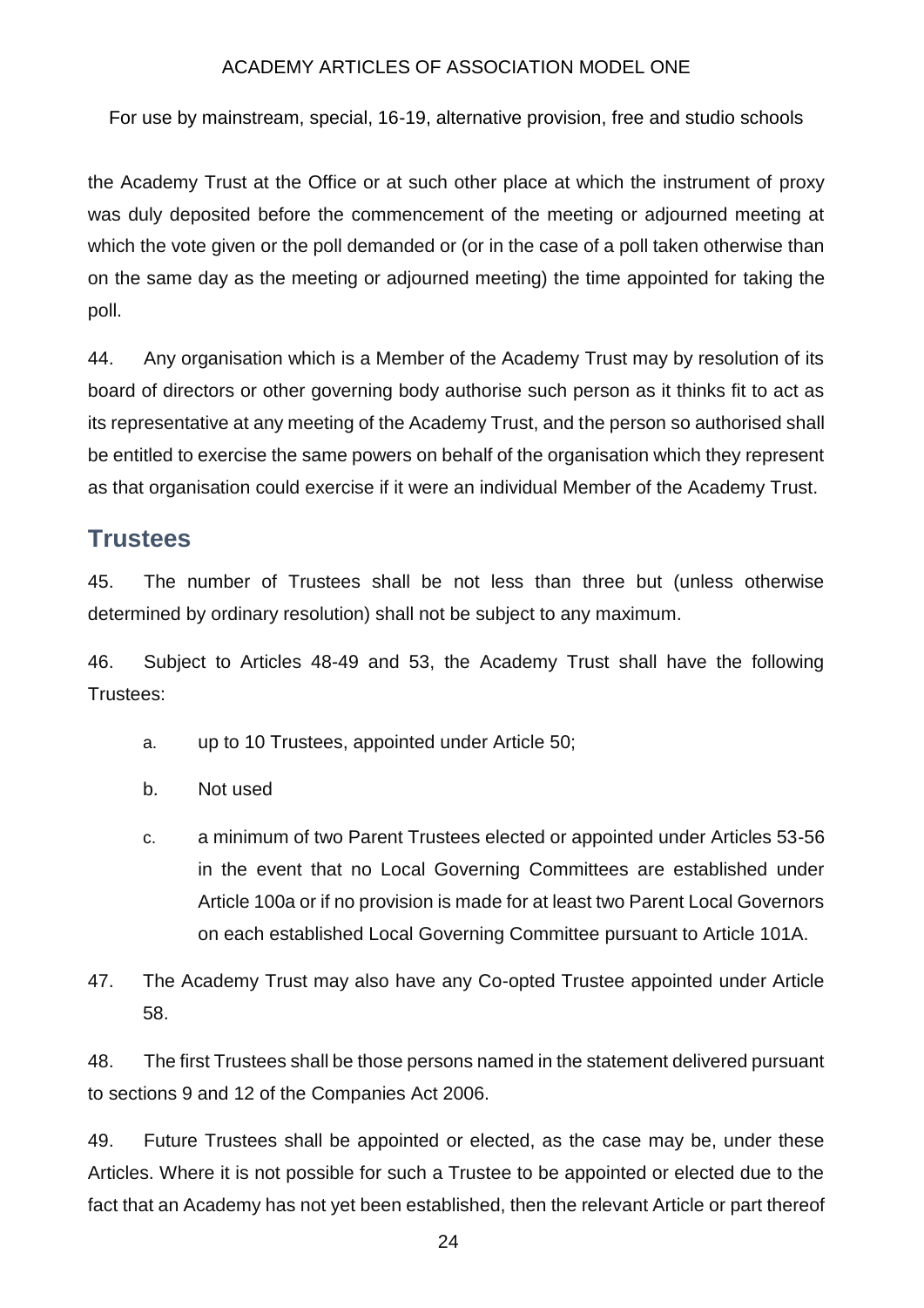the Academy Trust at the Office or at such other place at which the instrument of proxy was duly deposited before the commencement of the meeting or adjourned meeting at which the vote given or the poll demanded or (or in the case of a poll taken otherwise than on the same day as the meeting or adjourned meeting) the time appointed for taking the poll.

44. Any organisation which is a Member of the Academy Trust may by resolution of its board of directors or other governing body authorise such person as it thinks fit to act as its representative at any meeting of the Academy Trust, and the person so authorised shall be entitled to exercise the same powers on behalf of the organisation which they represent as that organisation could exercise if it were an individual Member of the Academy Trust.

## Trustees

45. The number of Trustees shall be not less than three but (unless otherwise determined by ordinary resolution) shall not be subject to any maximum.

46. Subject to Articles 48-49 and 53, the Academy Trust shall have the following Trustees:

a. up to 10 Trustees, appointed under Article 50;

b. Not used

c. a minimum of two Parent Trustees elected or appointed under Articles 53-56 in the event that no Local Governing Committees are established under Article 100a or if no provision is made for at least two Parent Local Governors on each established Local Governing Committee pursuant to Article 101A.

47. The Academy Trust may also have any Co-opted Trustee appointed under Article 58.

48. The first Trustees shall be those persons named in the statement delivered pursuant to sections 9 and 12 of the Companies Act 2006.

49. Future Trustees shall be appointed or elected, as the case may be, under these Articles. Where it is not possible for such a Trustee to be appointed or elected due to the fact that an Academy has not yet been established, then the relevant Article or part thereof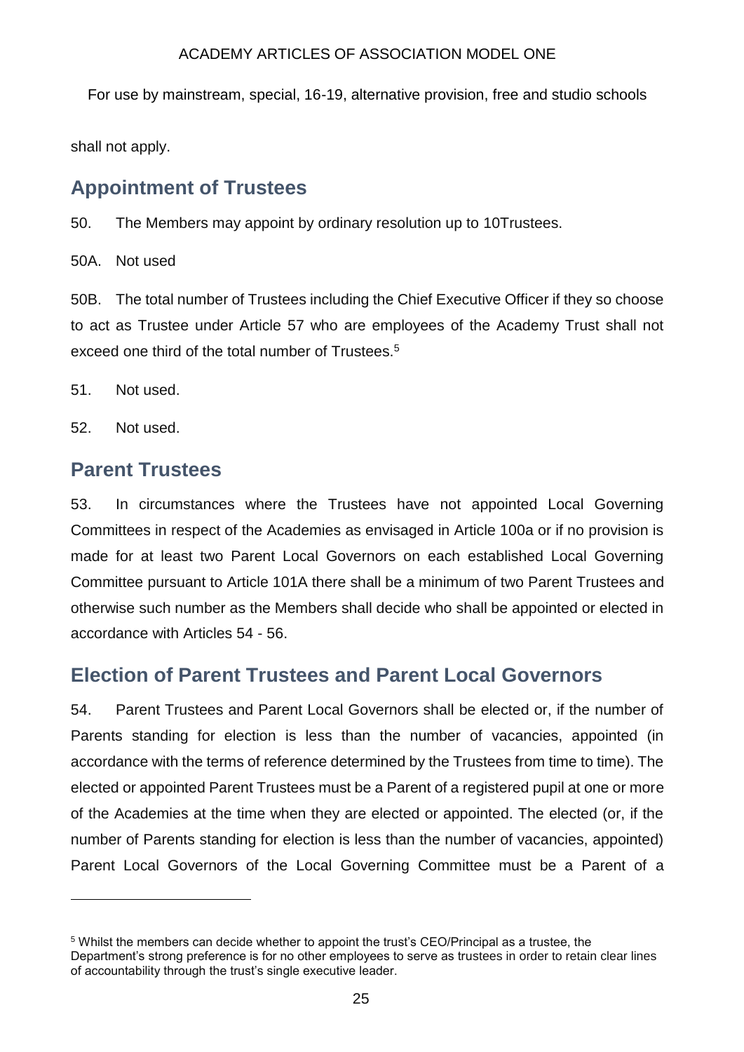shall not apply.

## Appointment of Trustees

50. The Members may appoint by ordinary resolution up to 10Trustees.

50A. Not used

50B. The total number of Trustees including the Chief Executive Officer if they so choose to act as Trustee under Article 57 who are employees of the Academy Trust shall not exceed one third of the total number of Trustees.[5]

51. Not used.

52. Not used.

## Parent Trustees

53. In circumstances where the Trustees have not appointed Local Governing Committees in respect of the Academies as envisaged in Article 100a or if no provision is made for at least two Parent Local Governors on each established Local Governing Committee pursuant to Article 101A there shall be a minimum of two Parent Trustees and otherwise such number as the Members shall decide who shall be appointed or elected in accordance with Articles 54 - 56.

## Election of Parent Trustees and Parent Local Governors

54. Parent Trustees and Parent Local Governors shall be elected or, if the number of Parents standing for election is less than the number of vacancies, appointed (in accordance with the terms of reference determined by the Trustees from time to time). The elected or appointed Parent Trustees must be a Parent of a registered pupil at one or more of the Academies at the time when they are elected or appointed. The elected (or, if the number of Parents standing for election is less than the number of vacancies, appointed) Parent Local Governors of the Local Governing Committee must be a Parent of a

[5] Whilst the members can decide whether to appoint the trust's CEO/Principal as a trustee, the Department's strong preference is for no other employees to serve as trustees in order to retain clear lines of accountability through the trust's single executive leader.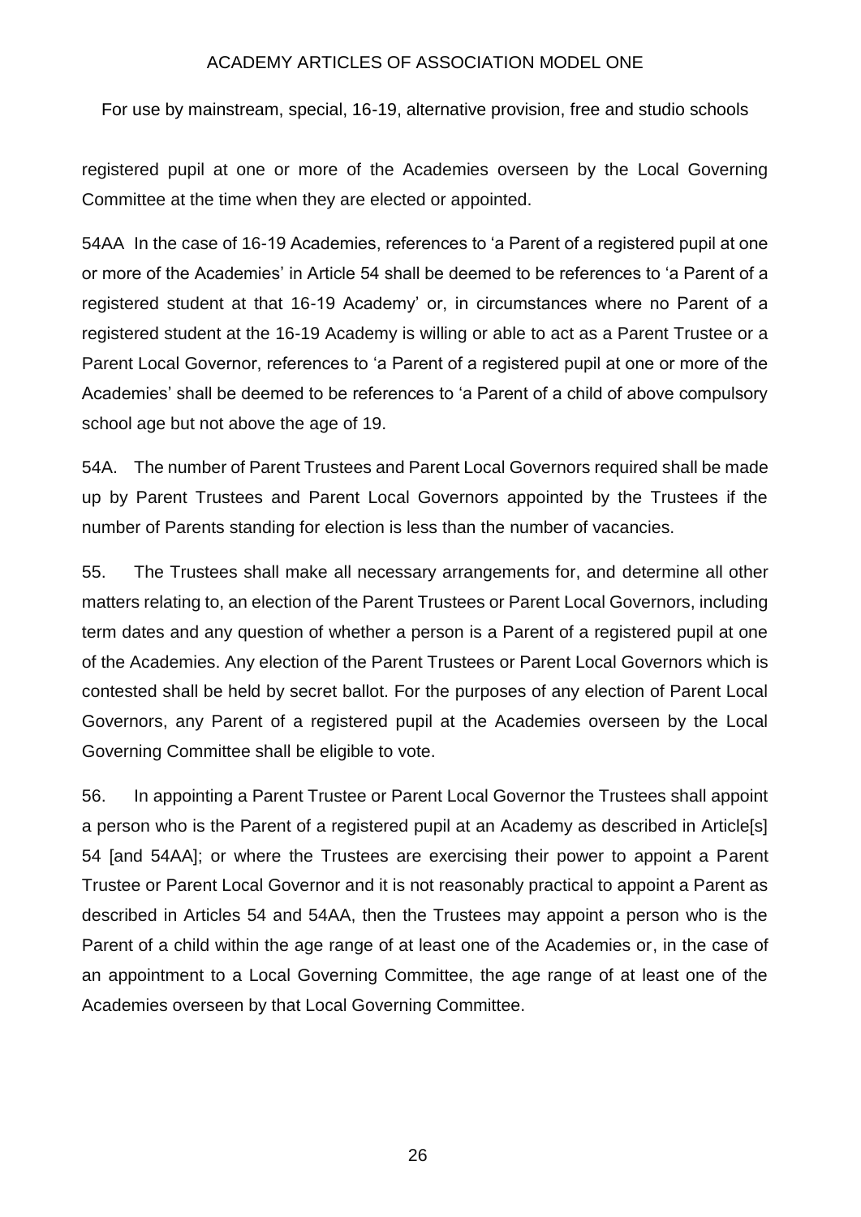registered pupil at one or more of the Academies overseen by the Local Governing Committee at the time when they are elected or appointed.

54AA In the case of 16-19 Academies, references to 'a Parent of a registered pupil at one or more of the Academies' in Article 54 shall be deemed to be references to 'a Parent of a registered student at that 16-19 Academy' or, in circumstances where no Parent of a registered student at the 16-19 Academy is willing or able to act as a Parent Trustee or a Parent Local Governor, references to 'a Parent of a registered pupil at one or more of the Academies' shall be deemed to be references to 'a Parent of a child of above compulsory school age but not above the age of 19.

54A. The number of Parent Trustees and Parent Local Governors required shall be made up by Parent Trustees and Parent Local Governors appointed by the Trustees if the number of Parents standing for election is less than the number of vacancies.

55. The Trustees shall make all necessary arrangements for, and determine all other matters relating to, an election of the Parent Trustees or Parent Local Governors, including term dates and any question of whether a person is a Parent of a registered pupil at one of the Academies. Any election of the Parent Trustees or Parent Local Governors which is contested shall be held by secret ballot. For the purposes of any election of Parent Local Governors, any Parent of a registered pupil at the Academies overseen by the Local Governing Committee shall be eligible to vote.

56. In appointing a Parent Trustee or Parent Local Governor the Trustees shall appoint a person who is the Parent of a registered pupil at an Academy as described in Article[s] 54 [and 54AA]; or where the Trustees are exercising their power to appoint a Parent Trustee or Parent Local Governor and it is not reasonably practical to appoint a Parent as described in Articles 54 and 54AA, then the Trustees may appoint a person who is the Parent of a child within the age range of at least one of the Academies or, in the case of an appointment to a Local Governing Committee, the age range of at least one of the Academies overseen by that Local Governing Committee.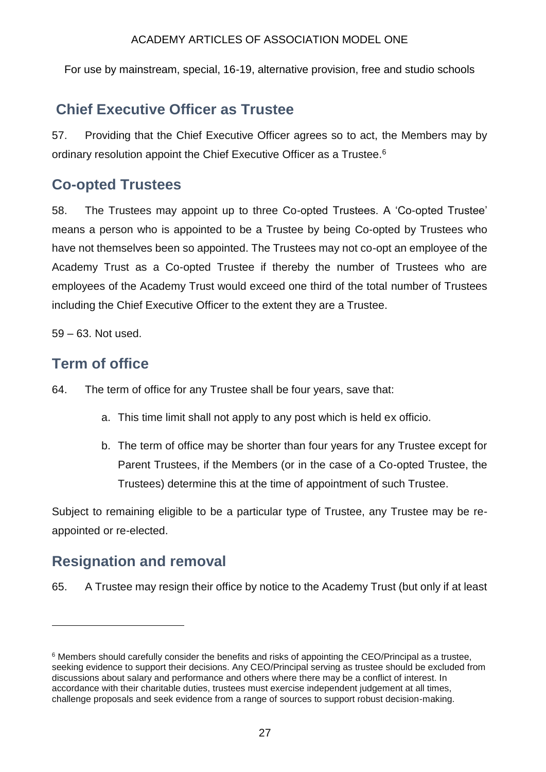## Chief Executive Officer as Trustee

57. Providing that the Chief Executive Officer agrees so to act, the Members may by ordinary resolution appoint the Chief Executive Officer as a Trustee.[6]

## Co-opted Trustees

58. The Trustees may appoint up to three Co-opted Trustees. A 'Co-opted Trustee' means a person who is appointed to be a Trustee by being Co-opted by Trustees who have not themselves been so appointed. The Trustees may not co-opt an employee of the Academy Trust as a Co-opted Trustee if thereby the number of Trustees who are employees of the Academy Trust would exceed one third of the total number of Trustees including the Chief Executive Officer to the extent they are a Trustee.

59 – 63. Not used.

## Term of office

64. The term of office for any Trustee shall be four years, save that:

a. This time limit shall not apply to any post which is held ex officio.

b. The term of office may be shorter than four years for any Trustee except for Parent Trustees, if the Members (or in the case of a Co-opted Trustee, the Trustees) determine this at the time of appointment of such Trustee.

Subject to remaining eligible to be a particular type of Trustee, any Trustee may be re-appointed or re-elected.

## Resignation and removal

65. A Trustee may resign their office by notice to the Academy Trust (but only if at least

---

[6] Members should carefully consider the benefits and risks of appointing the CEO/Principal as a trustee, seeking evidence to support their decisions. Any CEO/Principal serving as trustee should be excluded from discussions about salary and performance and others where there may be a conflict of interest. In accordance with their charitable duties, trustees must exercise independent judgement at all times, challenge proposals and seek evidence from a range of sources to support robust decision-making.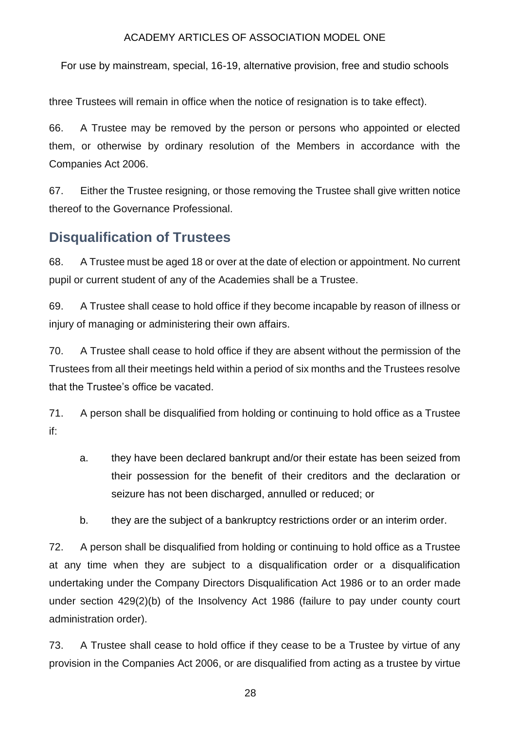three Trustees will remain in office when the notice of resignation is to take effect).

66. A Trustee may be removed by the person or persons who appointed or elected them, or otherwise by ordinary resolution of the Members in accordance with the Companies Act 2006.

67. Either the Trustee resigning, or those removing the Trustee shall give written notice thereof to the Governance Professional.

## Disqualification of Trustees

68. A Trustee must be aged 18 or over at the date of election or appointment. No current pupil or current student of any of the Academies shall be a Trustee.

69. A Trustee shall cease to hold office if they become incapable by reason of illness or injury of managing or administering their own affairs.

70. A Trustee shall cease to hold office if they are absent without the permission of the Trustees from all their meetings held within a period of six months and the Trustees resolve that the Trustee's office be vacated.

71. A person shall be disqualified from holding or continuing to hold office as a Trustee if:

   a. they have been declared bankrupt and/or their estate has been seized from their possession for the benefit of their creditors and the declaration or seizure has not been discharged, annulled or reduced; or

   b. they are the subject of a bankruptcy restrictions order or an interim order.

72. A person shall be disqualified from holding or continuing to hold office as a Trustee at any time when they are subject to a disqualification order or a disqualification undertaking under the Company Directors Disqualification Act 1986 or to an order made under section 429(2)(b) of the Insolvency Act 1986 (failure to pay under county court administration order).

73. A Trustee shall cease to hold office if they cease to be a Trustee by virtue of any provision in the Companies Act 2006, or are disqualified from acting as a trustee by virtue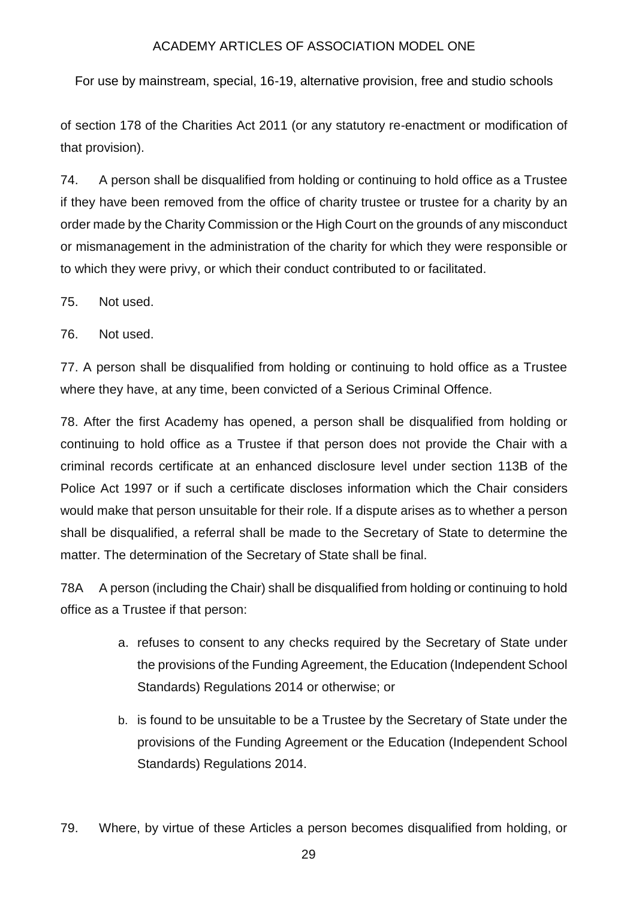of section 178 of the Charities Act 2011 (or any statutory re-enactment or modification of that provision).

74. A person shall be disqualified from holding or continuing to hold office as a Trustee if they have been removed from the office of charity trustee or trustee for a charity by an order made by the Charity Commission or the High Court on the grounds of any misconduct or mismanagement in the administration of the charity for which they were responsible or to which they were privy, or which their conduct contributed to or facilitated.

75. Not used.

76. Not used.

77. A person shall be disqualified from holding or continuing to hold office as a Trustee where they have, at any time, been convicted of a Serious Criminal Offence.

78. After the first Academy has opened, a person shall be disqualified from holding or continuing to hold office as a Trustee if that person does not provide the Chair with a criminal records certificate at an enhanced disclosure level under section 113B of the Police Act 1997 or if such a certificate discloses information which the Chair considers would make that person unsuitable for their role. If a dispute arises as to whether a person shall be disqualified, a referral shall be made to the Secretary of State to determine the matter. The determination of the Secretary of State shall be final.

78A A person (including the Chair) shall be disqualified from holding or continuing to hold office as a Trustee if that person:

a. refuses to consent to any checks required by the Secretary of State under the provisions of the Funding Agreement, the Education (Independent School Standards) Regulations 2014 or otherwise; or

b. is found to be unsuitable to be a Trustee by the Secretary of State under the provisions of the Funding Agreement or the Education (Independent School Standards) Regulations 2014.

79. Where, by virtue of these Articles a person becomes disqualified from holding, or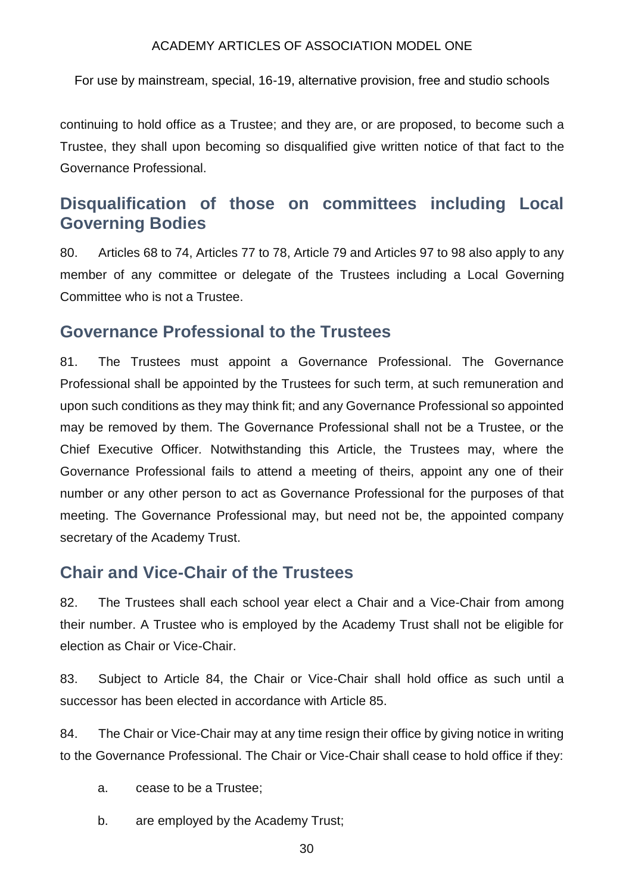continuing to hold office as a Trustee; and they are, or are proposed, to become such a Trustee, they shall upon becoming so disqualified give written notice of that fact to the Governance Professional.

## Disqualification of those on committees including Local Governing Bodies

80. Articles 68 to 74, Articles 77 to 78, Article 79 and Articles 97 to 98 also apply to any member of any committee or delegate of the Trustees including a Local Governing Committee who is not a Trustee.

## Governance Professional to the Trustees

81. The Trustees must appoint a Governance Professional. The Governance Professional shall be appointed by the Trustees for such term, at such remuneration and upon such conditions as they may think fit; and any Governance Professional so appointed may be removed by them. The Governance Professional shall not be a Trustee, or the Chief Executive Officer. Notwithstanding this Article, the Trustees may, where the Governance Professional fails to attend a meeting of theirs, appoint any one of their number or any other person to act as Governance Professional for the purposes of that meeting. The Governance Professional may, but need not be, the appointed company secretary of the Academy Trust.

## Chair and Vice-Chair of the Trustees

82. The Trustees shall each school year elect a Chair and a Vice-Chair from among their number. A Trustee who is employed by the Academy Trust shall not be eligible for election as Chair or Vice-Chair.

83. Subject to Article 84, the Chair or Vice-Chair shall hold office as such until a successor has been elected in accordance with Article 85.

84. The Chair or Vice-Chair may at any time resign their office by giving notice in writing to the Governance Professional. The Chair or Vice-Chair shall cease to hold office if they:

a. cease to be a Trustee;

b. are employed by the Academy Trust;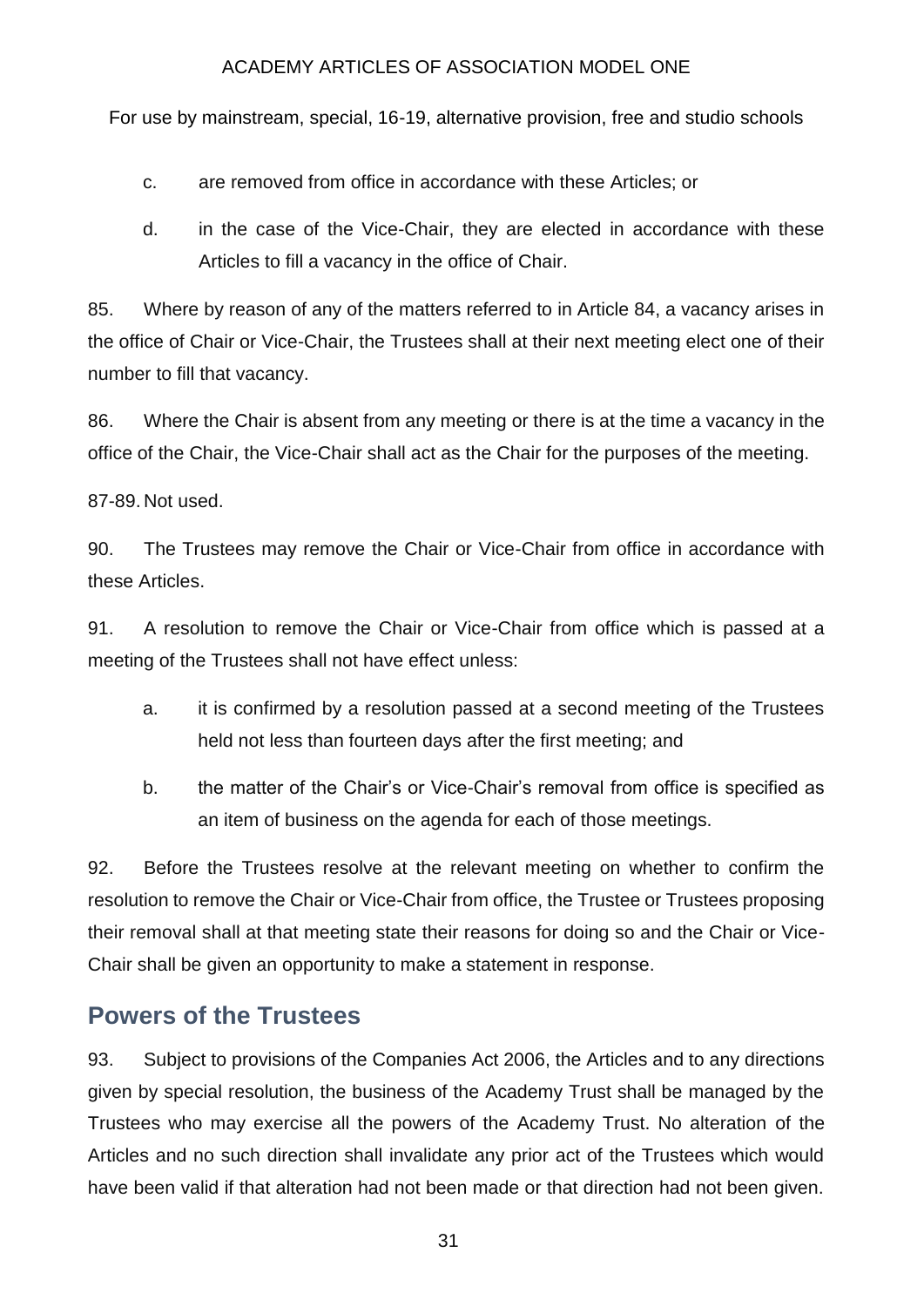c. are removed from office in accordance with these Articles; or

d. in the case of the Vice-Chair, they are elected in accordance with these Articles to fill a vacancy in the office of Chair.

85. Where by reason of any of the matters referred to in Article 84, a vacancy arises in the office of Chair or Vice-Chair, the Trustees shall at their next meeting elect one of their number to fill that vacancy.

86. Where the Chair is absent from any meeting or there is at the time a vacancy in the office of the Chair, the Vice-Chair shall act as the Chair for the purposes of the meeting.

87-89. Not used.

90. The Trustees may remove the Chair or Vice-Chair from office in accordance with these Articles.

91. A resolution to remove the Chair or Vice-Chair from office which is passed at a meeting of the Trustees shall not have effect unless:

a. it is confirmed by a resolution passed at a second meeting of the Trustees held not less than fourteen days after the first meeting; and

b. the matter of the Chair's or Vice-Chair's removal from office is specified as an item of business on the agenda for each of those meetings.

92. Before the Trustees resolve at the relevant meeting on whether to confirm the resolution to remove the Chair or Vice-Chair from office, the Trustee or Trustees proposing their removal shall at that meeting state their reasons for doing so and the Chair or Vice-Chair shall be given an opportunity to make a statement in response.

## Powers of the Trustees

93. Subject to provisions of the Companies Act 2006, the Articles and to any directions given by special resolution, the business of the Academy Trust shall be managed by the Trustees who may exercise all the powers of the Academy Trust. No alteration of the Articles and no such direction shall invalidate any prior act of the Trustees which would have been valid if that alteration had not been made or that direction had not been given.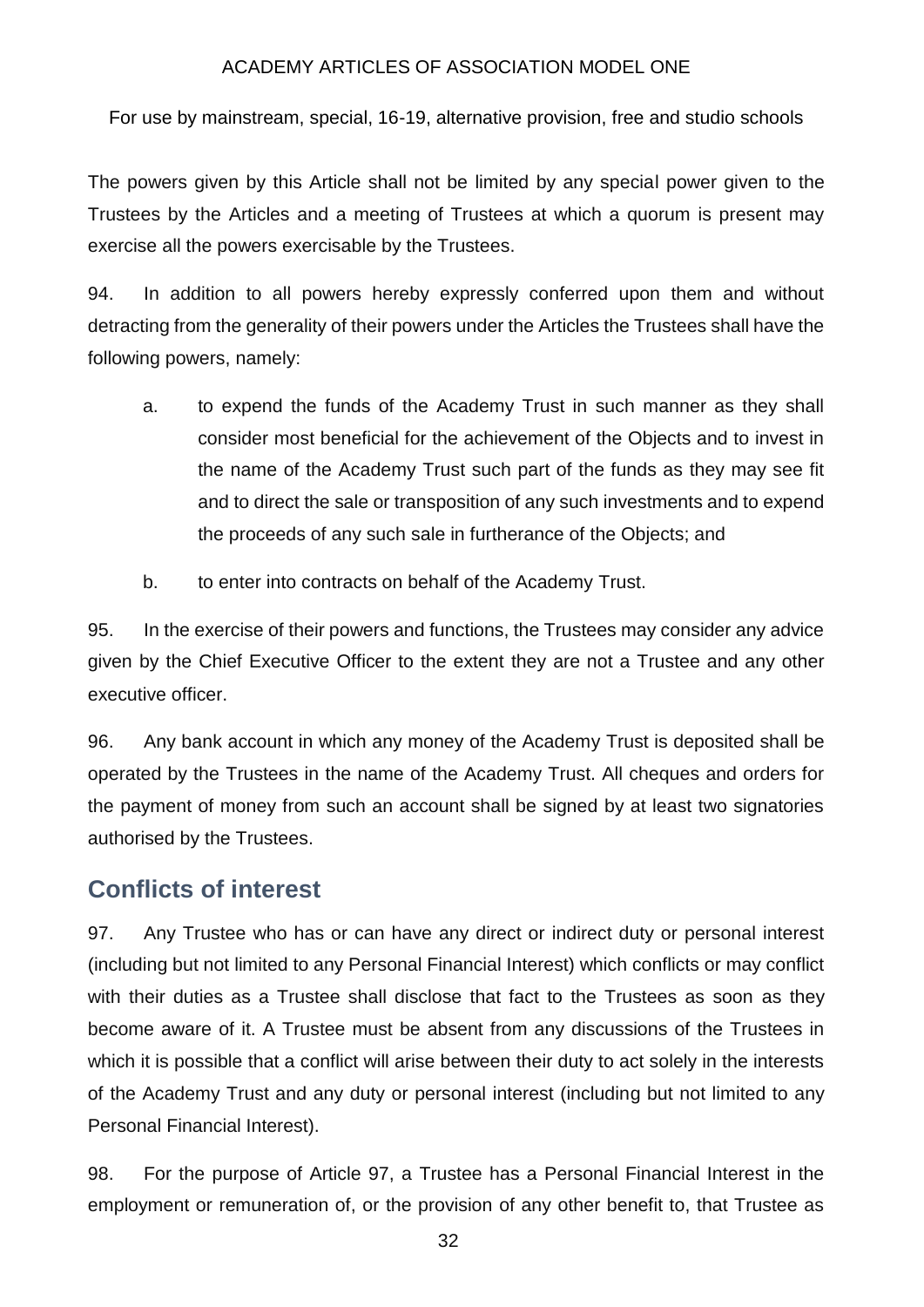The powers given by this Article shall not be limited by any special power given to the Trustees by the Articles and a meeting of Trustees at which a quorum is present may exercise all the powers exercisable by the Trustees.

94. In addition to all powers hereby expressly conferred upon them and without detracting from the generality of their powers under the Articles the Trustees shall have the following powers, namely:

a. to expend the funds of the Academy Trust in such manner as they shall consider most beneficial for the achievement of the Objects and to invest in the name of the Academy Trust such part of the funds as they may see fit and to direct the sale or transposition of any such investments and to expend the proceeds of any such sale in furtherance of the Objects; and

b. to enter into contracts on behalf of the Academy Trust.

95. In the exercise of their powers and functions, the Trustees may consider any advice given by the Chief Executive Officer to the extent they are not a Trustee and any other executive officer.

96. Any bank account in which any money of the Academy Trust is deposited shall be operated by the Trustees in the name of the Academy Trust. All cheques and orders for the payment of money from such an account shall be signed by at least two signatories authorised by the Trustees.

## Conflicts of interest

97. Any Trustee who has or can have any direct or indirect duty or personal interest (including but not limited to any Personal Financial Interest) which conflicts or may conflict with their duties as a Trustee shall disclose that fact to the Trustees as soon as they become aware of it. A Trustee must be absent from any discussions of the Trustees in which it is possible that a conflict will arise between their duty to act solely in the interests of the Academy Trust and any duty or personal interest (including but not limited to any Personal Financial Interest).

98. For the purpose of Article 97, a Trustee has a Personal Financial Interest in the employment or remuneration of, or the provision of any other benefit to, that Trustee as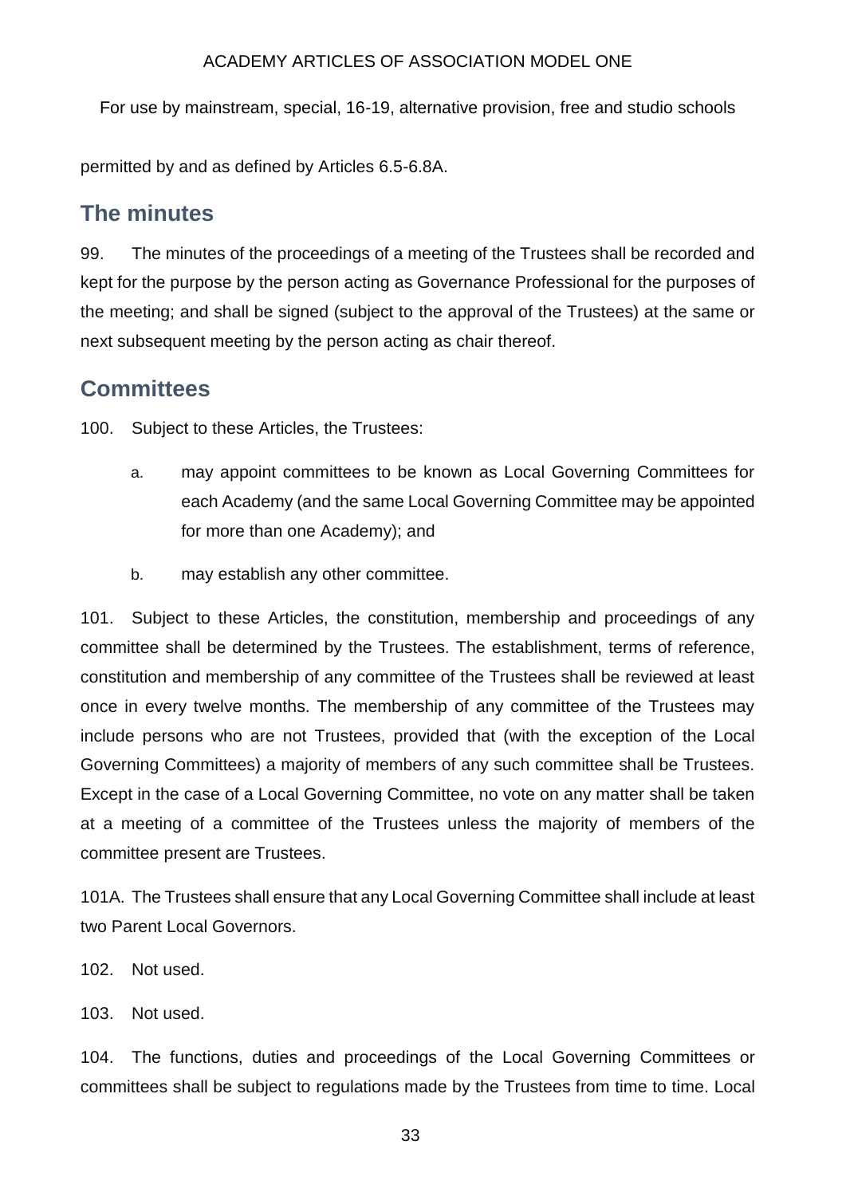permitted by and as defined by Articles 6.5-6.8A.

## The minutes

99. The minutes of the proceedings of a meeting of the Trustees shall be recorded and kept for the purpose by the person acting as Governance Professional for the purposes of the meeting; and shall be signed (subject to the approval of the Trustees) at the same or next subsequent meeting by the person acting as chair thereof.

## Committees

100. Subject to these Articles, the Trustees:

a. may appoint committees to be known as Local Governing Committees for each Academy (and the same Local Governing Committee may be appointed for more than one Academy); and

b. may establish any other committee.

101. Subject to these Articles, the constitution, membership and proceedings of any committee shall be determined by the Trustees. The establishment, terms of reference, constitution and membership of any committee of the Trustees shall be reviewed at least once in every twelve months. The membership of any committee of the Trustees may include persons who are not Trustees, provided that (with the exception of the Local Governing Committees) a majority of members of any such committee shall be Trustees. Except in the case of a Local Governing Committee, no vote on any matter shall be taken at a meeting of a committee of the Trustees unless the majority of members of the committee present are Trustees.

101A. The Trustees shall ensure that any Local Governing Committee shall include at least two Parent Local Governors.

102. Not used.

103. Not used.

104. The functions, duties and proceedings of the Local Governing Committees or committees shall be subject to regulations made by the Trustees from time to time. Local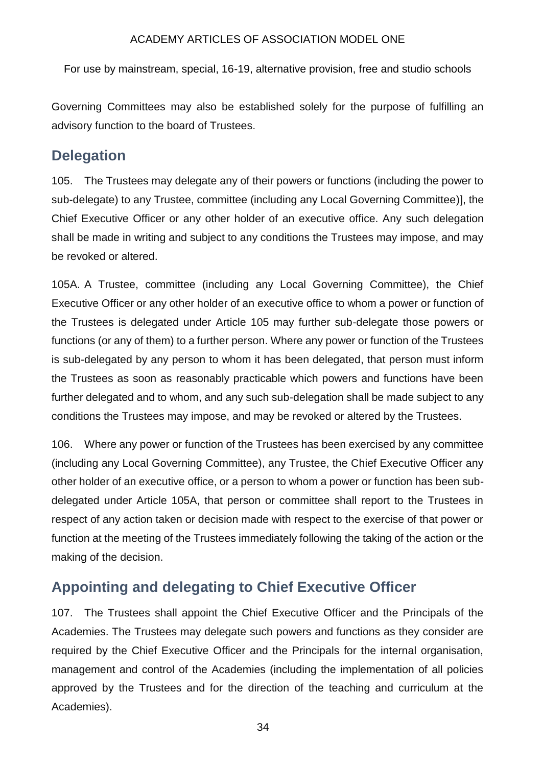Governing Committees may also be established solely for the purpose of fulfilling an advisory function to the board of Trustees.

## Delegation

105. The Trustees may delegate any of their powers or functions (including the power to sub-delegate) to any Trustee, committee (including any Local Governing Committee)], the Chief Executive Officer or any other holder of an executive office. Any such delegation shall be made in writing and subject to any conditions the Trustees may impose, and may be revoked or altered.

105A. A Trustee, committee (including any Local Governing Committee), the Chief Executive Officer or any other holder of an executive office to whom a power or function of the Trustees is delegated under Article 105 may further sub-delegate those powers or functions (or any of them) to a further person. Where any power or function of the Trustees is sub-delegated by any person to whom it has been delegated, that person must inform the Trustees as soon as reasonably practicable which powers and functions have been further delegated and to whom, and any such sub-delegation shall be made subject to any conditions the Trustees may impose, and may be revoked or altered by the Trustees.

106. Where any power or function of the Trustees has been exercised by any committee (including any Local Governing Committee), any Trustee, the Chief Executive Officer any other holder of an executive office, or a person to whom a power or function has been sub-delegated under Article 105A, that person or committee shall report to the Trustees in respect of any action taken or decision made with respect to the exercise of that power or function at the meeting of the Trustees immediately following the taking of the action or the making of the decision.

## Appointing and delegating to Chief Executive Officer

107. The Trustees shall appoint the Chief Executive Officer and the Principals of the Academies. The Trustees may delegate such powers and functions as they consider are required by the Chief Executive Officer and the Principals for the internal organisation, management and control of the Academies (including the implementation of all policies approved by the Trustees and for the direction of the teaching and curriculum at the Academies).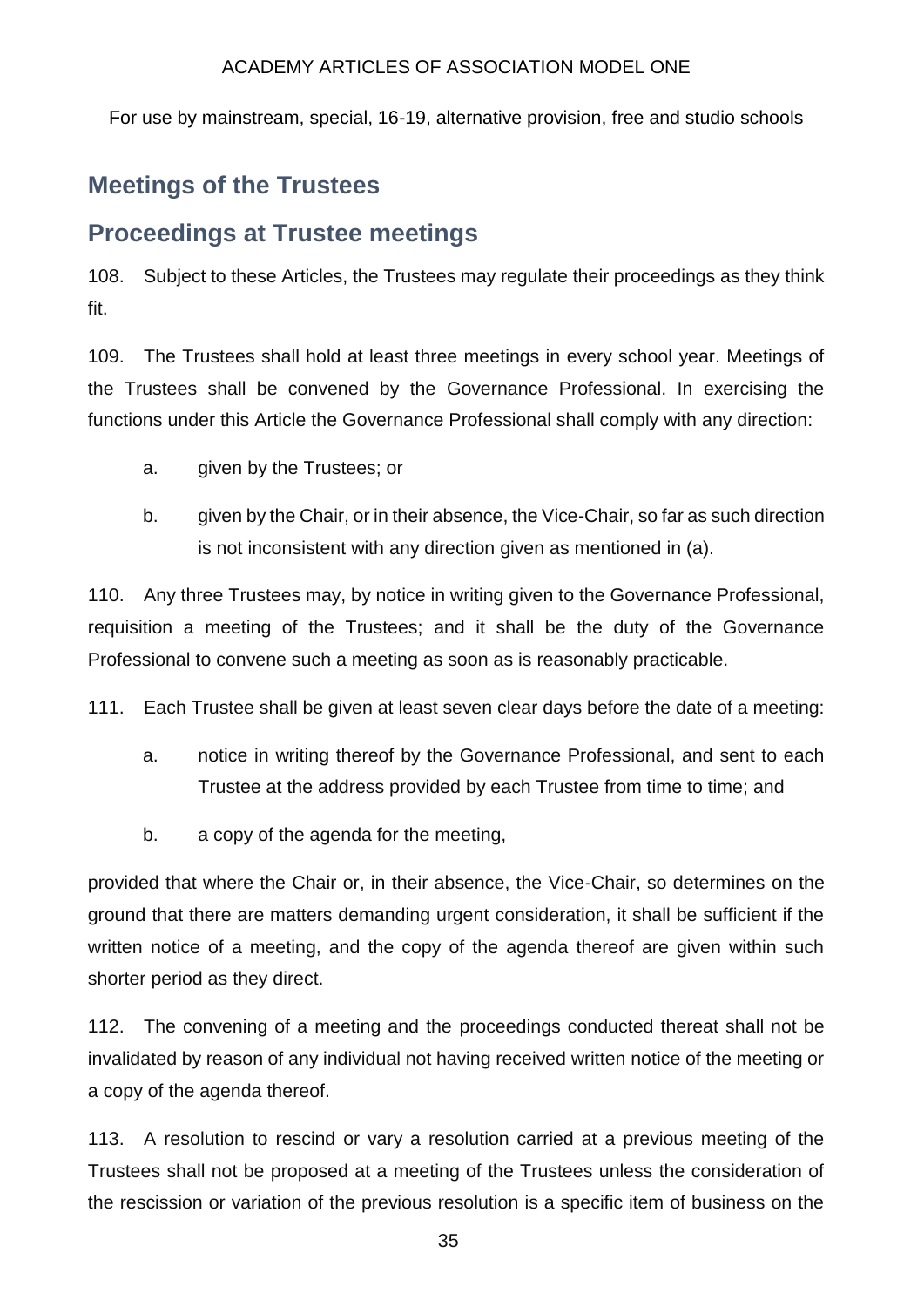## Meetings of the Trustees

## Proceedings at Trustee meetings

108. Subject to these Articles, the Trustees may regulate their proceedings as they think fit.

109. The Trustees shall hold at least three meetings in every school year. Meetings of the Trustees shall be convened by the Governance Professional. In exercising the functions under this Article the Governance Professional shall comply with any direction:

   a. given by the Trustees; or

   b. given by the Chair, or in their absence, the Vice-Chair, so far as such direction is not inconsistent with any direction given as mentioned in (a).

110. Any three Trustees may, by notice in writing given to the Governance Professional, requisition a meeting of the Trustees; and it shall be the duty of the Governance Professional to convene such a meeting as soon as is reasonably practicable.

111. Each Trustee shall be given at least seven clear days before the date of a meeting:

   a. notice in writing thereof by the Governance Professional, and sent to each Trustee at the address provided by each Trustee from time to time; and

   b. a copy of the agenda for the meeting,

provided that where the Chair or, in their absence, the Vice-Chair, so determines on the ground that there are matters demanding urgent consideration, it shall be sufficient if the written notice of a meeting, and the copy of the agenda thereof are given within such shorter period as they direct.

112. The convening of a meeting and the proceedings conducted thereat shall not be invalidated by reason of any individual not having received written notice of the meeting or a copy of the agenda thereof.

113. A resolution to rescind or vary a resolution carried at a previous meeting of the Trustees shall not be proposed at a meeting of the Trustees unless the consideration of the rescission or variation of the previous resolution is a specific item of business on the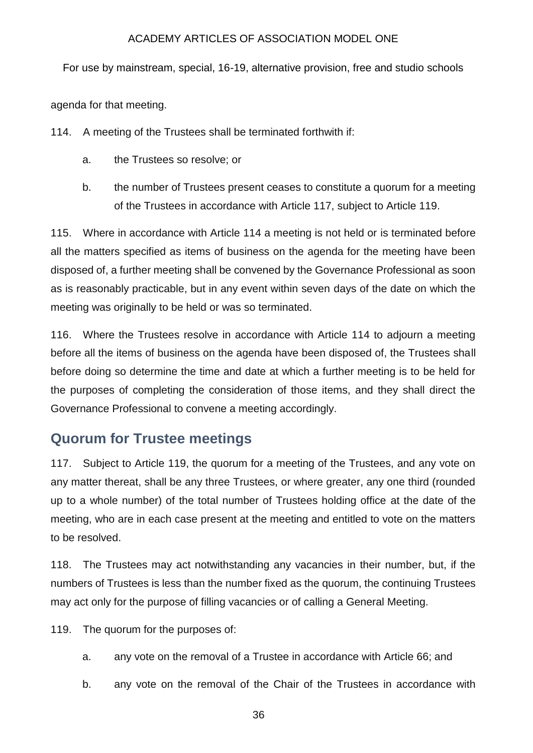agenda for that meeting.

114. A meeting of the Trustees shall be terminated forthwith if:

a. the Trustees so resolve; or

b. the number of Trustees present ceases to constitute a quorum for a meeting of the Trustees in accordance with Article 117, subject to Article 119.

115. Where in accordance with Article 114 a meeting is not held or is terminated before all the matters specified as items of business on the agenda for the meeting have been disposed of, a further meeting shall be convened by the Governance Professional as soon as is reasonably practicable, but in any event within seven days of the date on which the meeting was originally to be held or was so terminated.

116. Where the Trustees resolve in accordance with Article 114 to adjourn a meeting before all the items of business on the agenda have been disposed of, the Trustees shall before doing so determine the time and date at which a further meeting is to be held for the purposes of completing the consideration of those items, and they shall direct the Governance Professional to convene a meeting accordingly.

## Quorum for Trustee meetings

117. Subject to Article 119, the quorum for a meeting of the Trustees, and any vote on any matter thereat, shall be any three Trustees, or where greater, any one third (rounded up to a whole number) of the total number of Trustees holding office at the date of the meeting, who are in each case present at the meeting and entitled to vote on the matters to be resolved.

118. The Trustees may act notwithstanding any vacancies in their number, but, if the numbers of Trustees is less than the number fixed as the quorum, the continuing Trustees may act only for the purpose of filling vacancies or of calling a General Meeting.

119. The quorum for the purposes of:

a. any vote on the removal of a Trustee in accordance with Article 66; and

b. any vote on the removal of the Chair of the Trustees in accordance with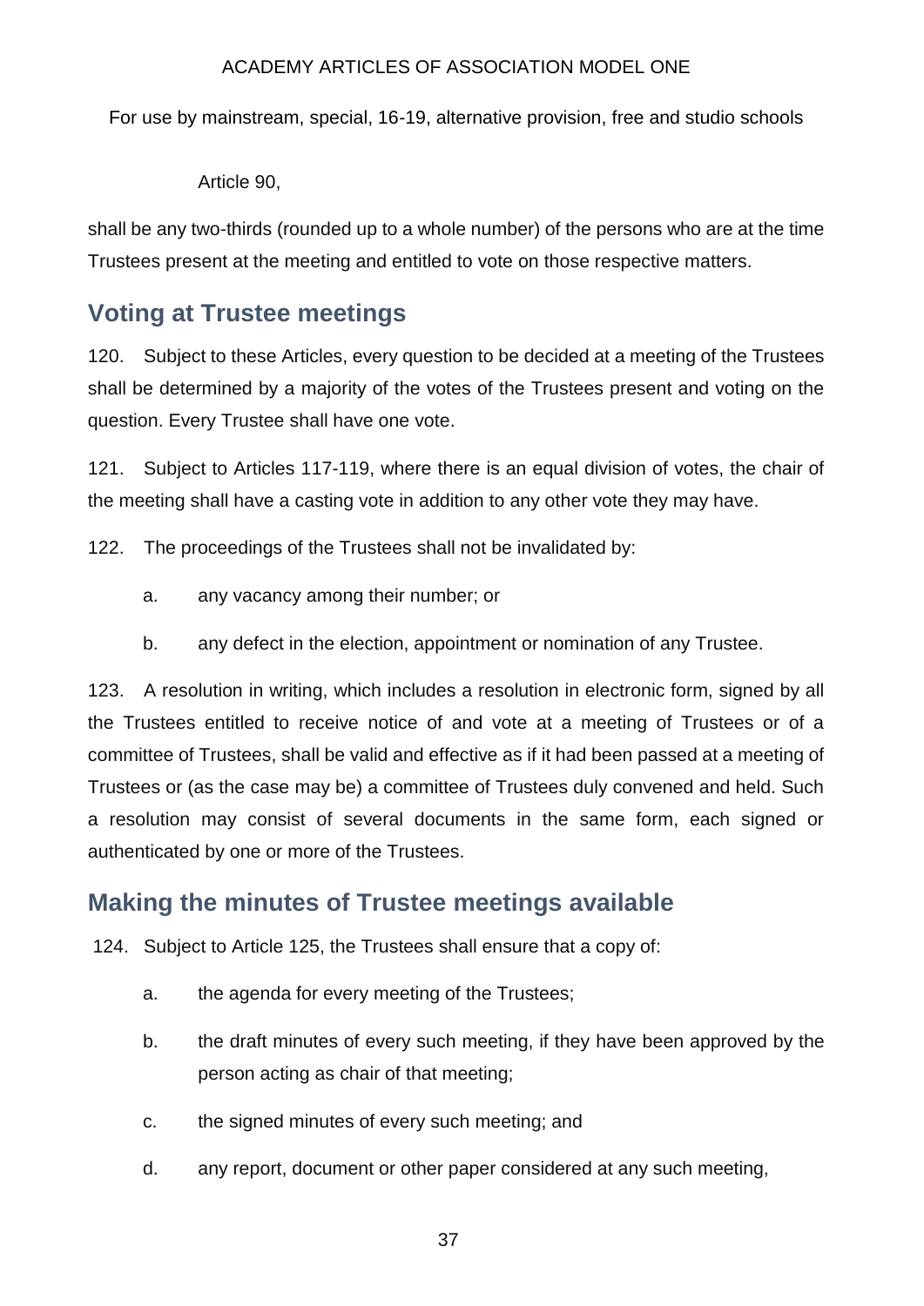Article 90,

shall be any two-thirds (rounded up to a whole number) of the persons who are at the time Trustees present at the meeting and entitled to vote on those respective matters.

## Voting at Trustee meetings

120. Subject to these Articles, every question to be decided at a meeting of the Trustees shall be determined by a majority of the votes of the Trustees present and voting on the question. Every Trustee shall have one vote.

121. Subject to Articles 117-119, where there is an equal division of votes, the chair of the meeting shall have a casting vote in addition to any other vote they may have.

122. The proceedings of the Trustees shall not be invalidated by:

a. any vacancy among their number; or

b. any defect in the election, appointment or nomination of any Trustee.

123. A resolution in writing, which includes a resolution in electronic form, signed by all the Trustees entitled to receive notice of and vote at a meeting of Trustees or of a committee of Trustees, shall be valid and effective as if it had been passed at a meeting of Trustees or (as the case may be) a committee of Trustees duly convened and held. Such a resolution may consist of several documents in the same form, each signed or authenticated by one or more of the Trustees.

## Making the minutes of Trustee meetings available

124. Subject to Article 125, the Trustees shall ensure that a copy of:

a. the agenda for every meeting of the Trustees;

b. the draft minutes of every such meeting, if they have been approved by the person acting as chair of that meeting;

c. the signed minutes of every such meeting; and

d. any report, document or other paper considered at any such meeting,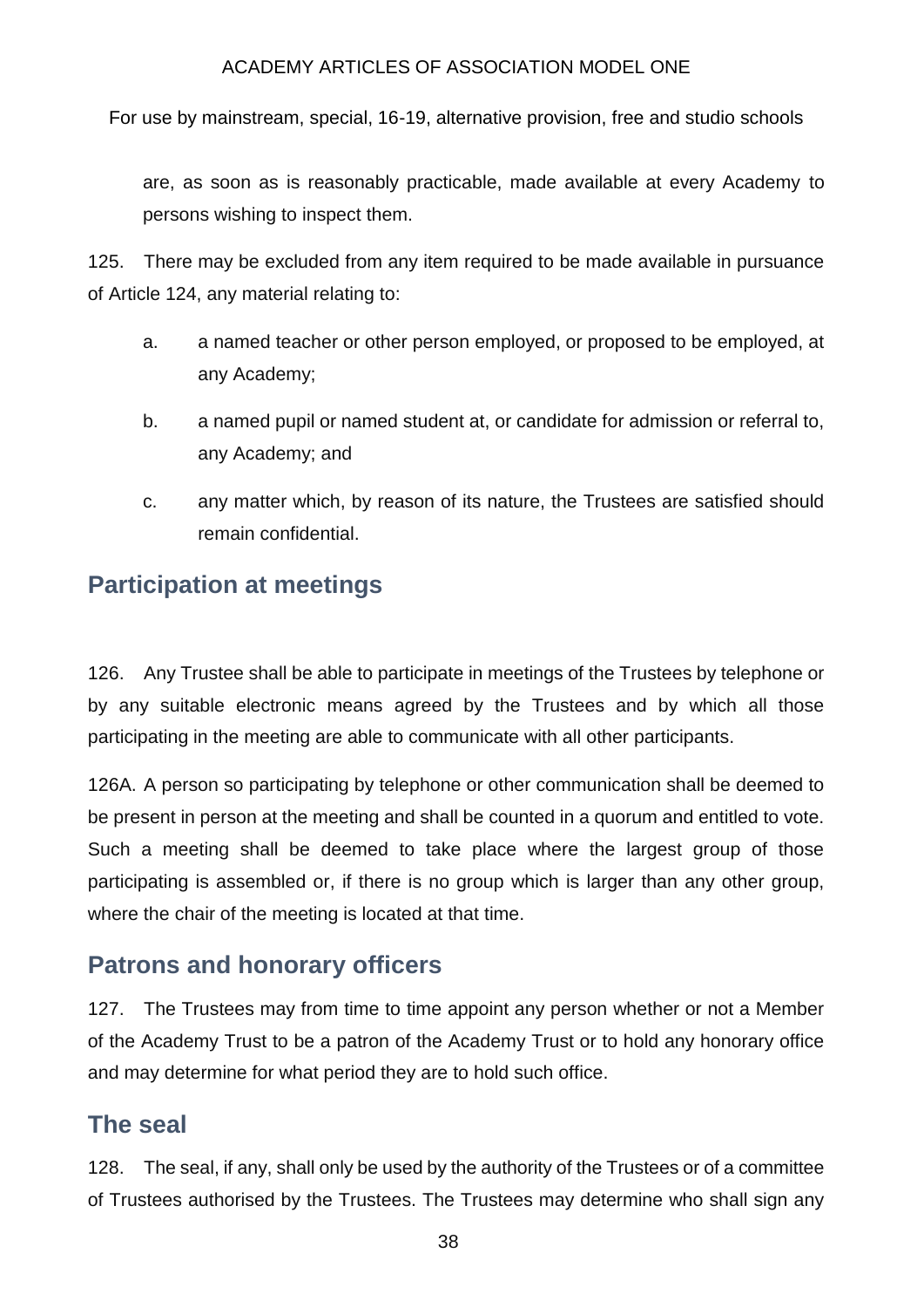are, as soon as is reasonably practicable, made available at every Academy to persons wishing to inspect them.

125. There may be excluded from any item required to be made available in pursuance of Article 124, any material relating to:

a. a named teacher or other person employed, or proposed to be employed, at any Academy;

b. a named pupil or named student at, or candidate for admission or referral to, any Academy; and

c. any matter which, by reason of its nature, the Trustees are satisfied should remain confidential.

## Participation at meetings

126. Any Trustee shall be able to participate in meetings of the Trustees by telephone or by any suitable electronic means agreed by the Trustees and by which all those participating in the meeting are able to communicate with all other participants.

126A. A person so participating by telephone or other communication shall be deemed to be present in person at the meeting and shall be counted in a quorum and entitled to vote. Such a meeting shall be deemed to take place where the largest group of those participating is assembled or, if there is no group which is larger than any other group, where the chair of the meeting is located at that time.

## Patrons and honorary officers

127. The Trustees may from time to time appoint any person whether or not a Member of the Academy Trust to be a patron of the Academy Trust or to hold any honorary office and may determine for what period they are to hold such office.

## The seal

128. The seal, if any, shall only be used by the authority of the Trustees or of a committee of Trustees authorised by the Trustees. The Trustees may determine who shall sign any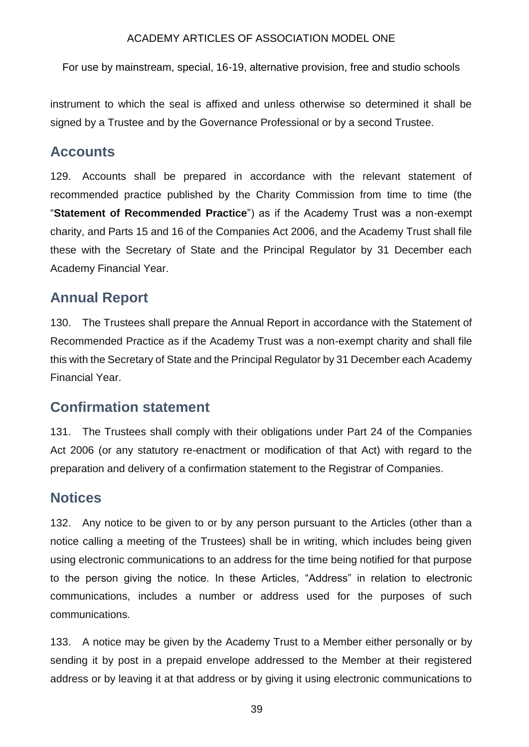instrument to which the seal is affixed and unless otherwise so determined it shall be signed by a Trustee and by the Governance Professional or by a second Trustee.

## Accounts

129. Accounts shall be prepared in accordance with the relevant statement of recommended practice published by the Charity Commission from time to time (the "**Statement of Recommended Practice**") as if the Academy Trust was a non-exempt charity, and Parts 15 and 16 of the Companies Act 2006, and the Academy Trust shall file these with the Secretary of State and the Principal Regulator by 31 December each Academy Financial Year.

## Annual Report

130. The Trustees shall prepare the Annual Report in accordance with the Statement of Recommended Practice as if the Academy Trust was a non-exempt charity and shall file this with the Secretary of State and the Principal Regulator by 31 December each Academy Financial Year.

## Confirmation statement

131. The Trustees shall comply with their obligations under Part 24 of the Companies Act 2006 (or any statutory re-enactment or modification of that Act) with regard to the preparation and delivery of a confirmation statement to the Registrar of Companies.

## Notices

132. Any notice to be given to or by any person pursuant to the Articles (other than a notice calling a meeting of the Trustees) shall be in writing, which includes being given using electronic communications to an address for the time being notified for that purpose to the person giving the notice. In these Articles, "Address" in relation to electronic communications, includes a number or address used for the purposes of such communications.

133. A notice may be given by the Academy Trust to a Member either personally or by sending it by post in a prepaid envelope addressed to the Member at their registered address or by leaving it at that address or by giving it using electronic communications to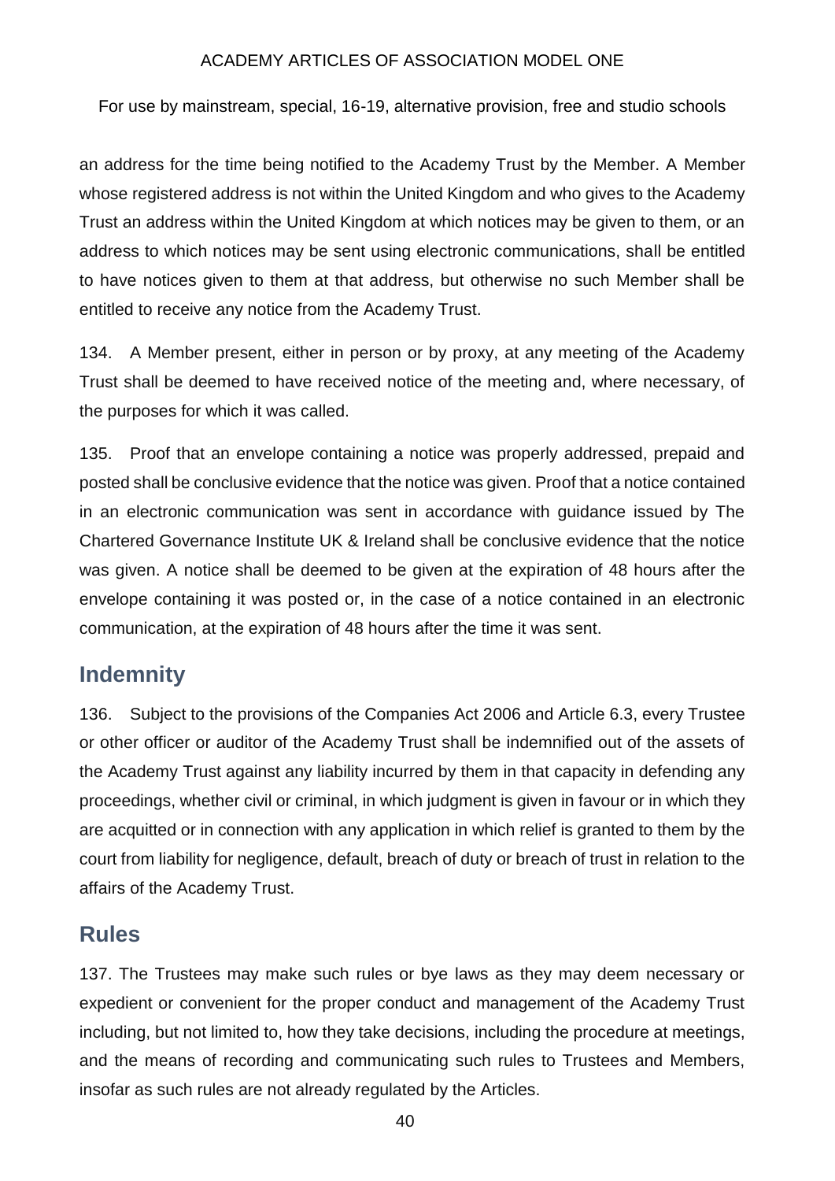an address for the time being notified to the Academy Trust by the Member. A Member whose registered address is not within the United Kingdom and who gives to the Academy Trust an address within the United Kingdom at which notices may be given to them, or an address to which notices may be sent using electronic communications, shall be entitled to have notices given to them at that address, but otherwise no such Member shall be entitled to receive any notice from the Academy Trust.

134. A Member present, either in person or by proxy, at any meeting of the Academy Trust shall be deemed to have received notice of the meeting and, where necessary, of the purposes for which it was called.

135. Proof that an envelope containing a notice was properly addressed, prepaid and posted shall be conclusive evidence that the notice was given. Proof that a notice contained in an electronic communication was sent in accordance with guidance issued by The Chartered Governance Institute UK & Ireland shall be conclusive evidence that the notice was given. A notice shall be deemed to be given at the expiration of 48 hours after the envelope containing it was posted or, in the case of a notice contained in an electronic communication, at the expiration of 48 hours after the time it was sent.

## Indemnity

136. Subject to the provisions of the Companies Act 2006 and Article 6.3, every Trustee or other officer or auditor of the Academy Trust shall be indemnified out of the assets of the Academy Trust against any liability incurred by them in that capacity in defending any proceedings, whether civil or criminal, in which judgment is given in favour or in which they are acquitted or in connection with any application in which relief is granted to them by the court from liability for negligence, default, breach of duty or breach of trust in relation to the affairs of the Academy Trust.

## Rules

137. The Trustees may make such rules or bye laws as they may deem necessary or expedient or convenient for the proper conduct and management of the Academy Trust including, but not limited to, how they take decisions, including the procedure at meetings, and the means of recording and communicating such rules to Trustees and Members, insofar as such rules are not already regulated by the Articles.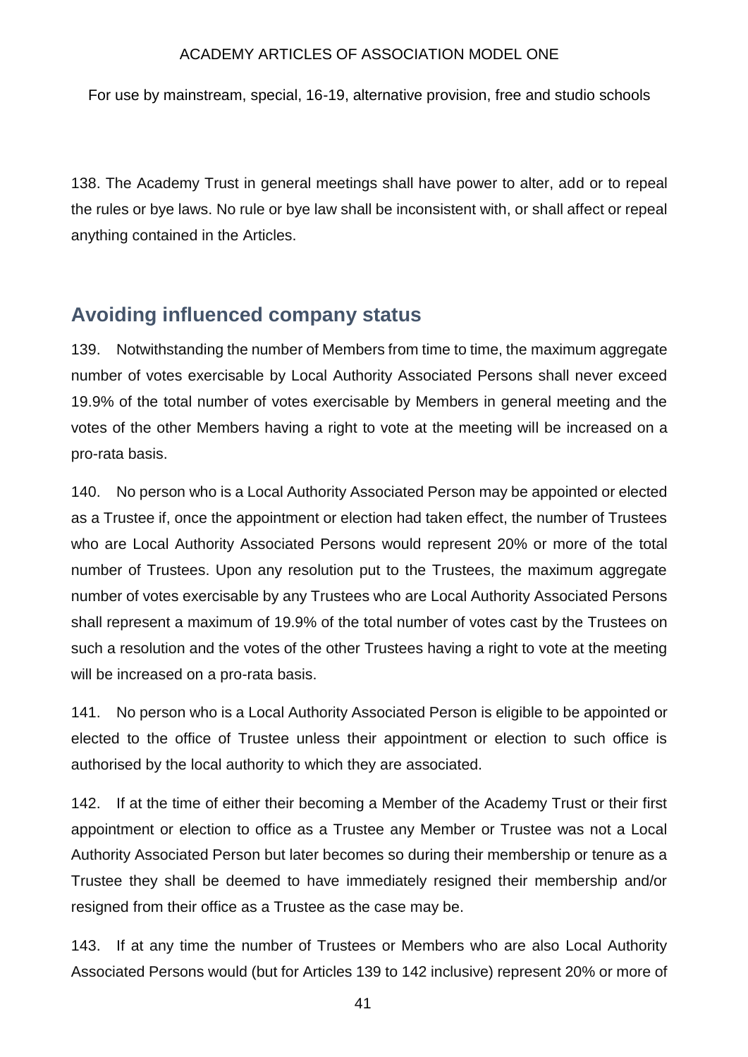138. The Academy Trust in general meetings shall have power to alter, add or to repeal the rules or bye laws. No rule or bye law shall be inconsistent with, or shall affect or repeal anything contained in the Articles.

## Avoiding influenced company status

139. Notwithstanding the number of Members from time to time, the maximum aggregate number of votes exercisable by Local Authority Associated Persons shall never exceed 19.9% of the total number of votes exercisable by Members in general meeting and the votes of the other Members having a right to vote at the meeting will be increased on a pro-rata basis.

140. No person who is a Local Authority Associated Person may be appointed or elected as a Trustee if, once the appointment or election had taken effect, the number of Trustees who are Local Authority Associated Persons would represent 20% or more of the total number of Trustees. Upon any resolution put to the Trustees, the maximum aggregate number of votes exercisable by any Trustees who are Local Authority Associated Persons shall represent a maximum of 19.9% of the total number of votes cast by the Trustees on such a resolution and the votes of the other Trustees having a right to vote at the meeting will be increased on a pro-rata basis.

141. No person who is a Local Authority Associated Person is eligible to be appointed or elected to the office of Trustee unless their appointment or election to such office is authorised by the local authority to which they are associated.

142. If at the time of either their becoming a Member of the Academy Trust or their first appointment or election to office as a Trustee any Member or Trustee was not a Local Authority Associated Person but later becomes so during their membership or tenure as a Trustee they shall be deemed to have immediately resigned their membership and/or resigned from their office as a Trustee as the case may be.

143. If at any time the number of Trustees or Members who are also Local Authority Associated Persons would (but for Articles 139 to 142 inclusive) represent 20% or more of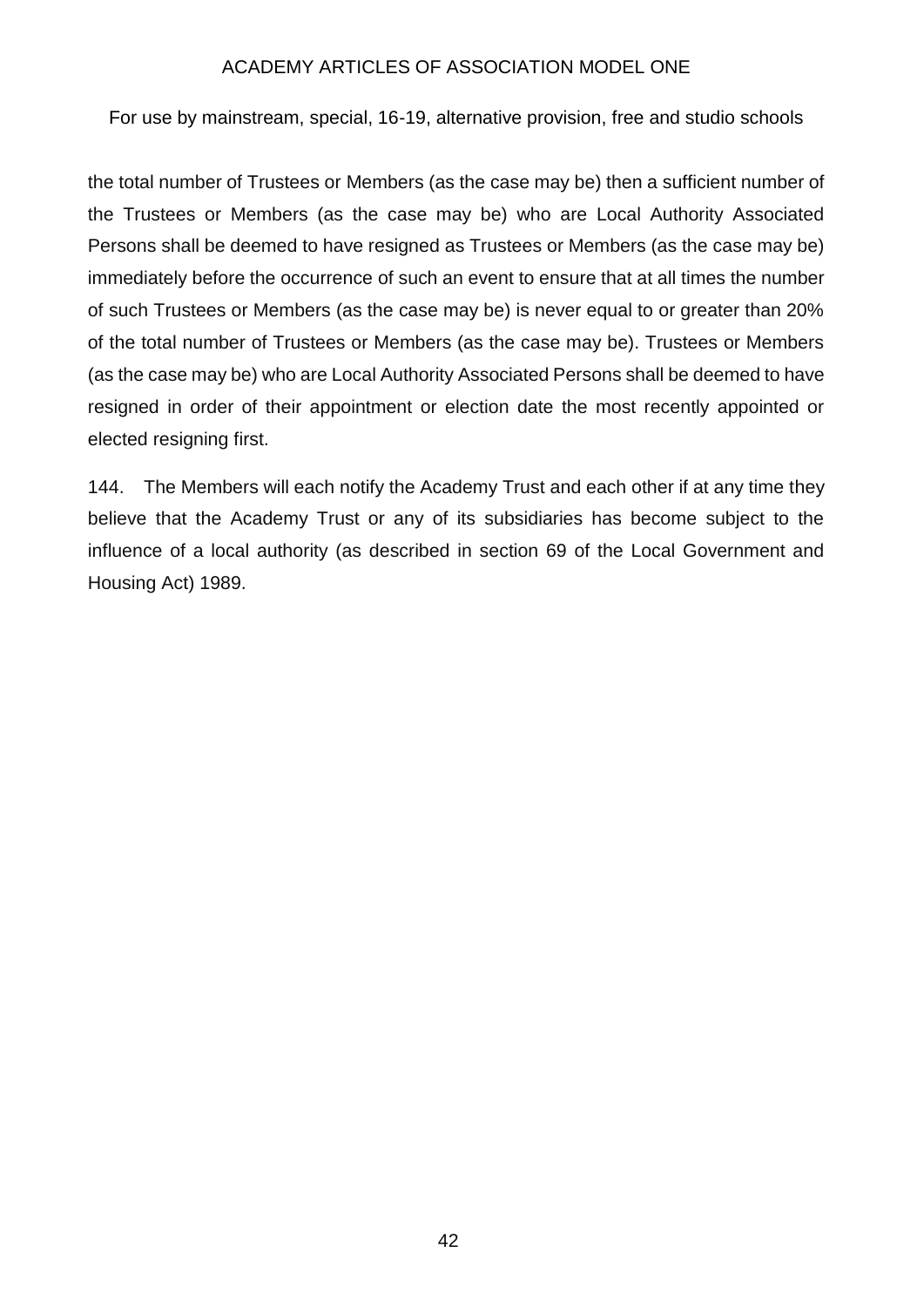the total number of Trustees or Members (as the case may be) then a sufficient number of the Trustees or Members (as the case may be) who are Local Authority Associated Persons shall be deemed to have resigned as Trustees or Members (as the case may be) immediately before the occurrence of such an event to ensure that at all times the number of such Trustees or Members (as the case may be) is never equal to or greater than 20% of the total number of Trustees or Members (as the case may be). Trustees or Members (as the case may be) who are Local Authority Associated Persons shall be deemed to have resigned in order of their appointment or election date the most recently appointed or elected resigning first.

144. The Members will each notify the Academy Trust and each other if at any time they believe that the Academy Trust or any of its subsidiaries has become subject to the influence of a local authority (as described in section 69 of the Local Government and Housing Act) 1989.